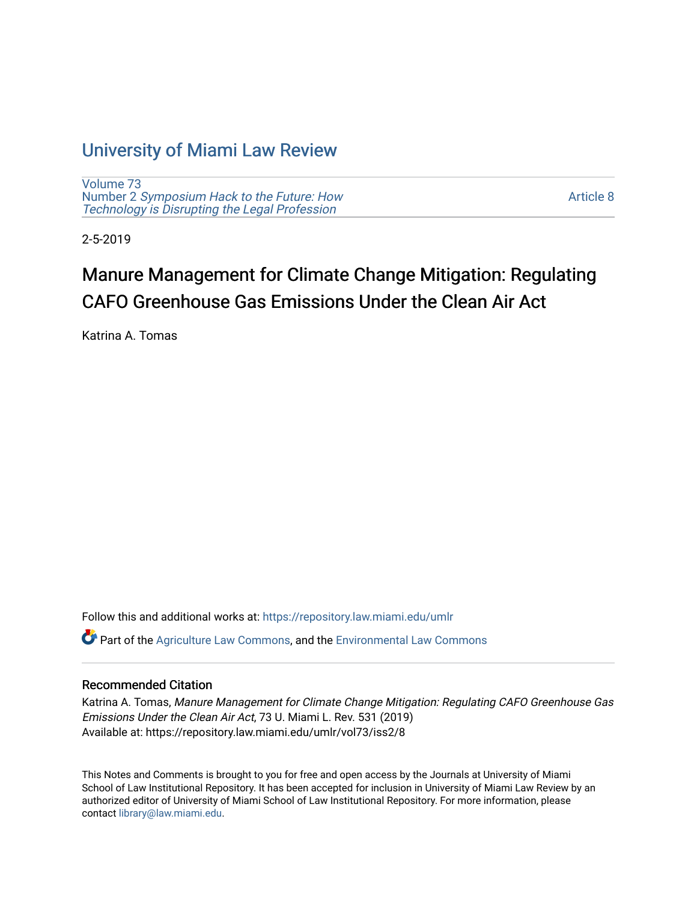# University of Miami Law Review

Volume 73
Number 2 *Symposium Hack to the Future: How Technology is Disrupting the Legal Profession*

Article 8

2-5-2019

## Manure Management for Climate Change Mitigation: Regulating CAFO Greenhouse Gas Emissions Under the Clean Air Act

Katrina A. Tomas

Follow this and additional works at: https://repository.law.miami.edu/umlr

Part of the Agriculture Law Commons, and the Environmental Law Commons

### Recommended Citation

Katrina A. Tomas, *Manure Management for Climate Change Mitigation: Regulating CAFO Greenhouse Gas Emissions Under the Clean Air Act*, 73 U. Miami L. Rev. 531 (2019)
Available at: https://repository.law.miami.edu/umlr/vol73/iss2/8

This Notes and Comments is brought to you for free and open access by the Journals at University of Miami School of Law Institutional Repository. It has been accepted for inclusion in University of Miami Law Review by an authorized editor of University of Miami School of Law Institutional Repository. For more information, please contact library@law.miami.edu.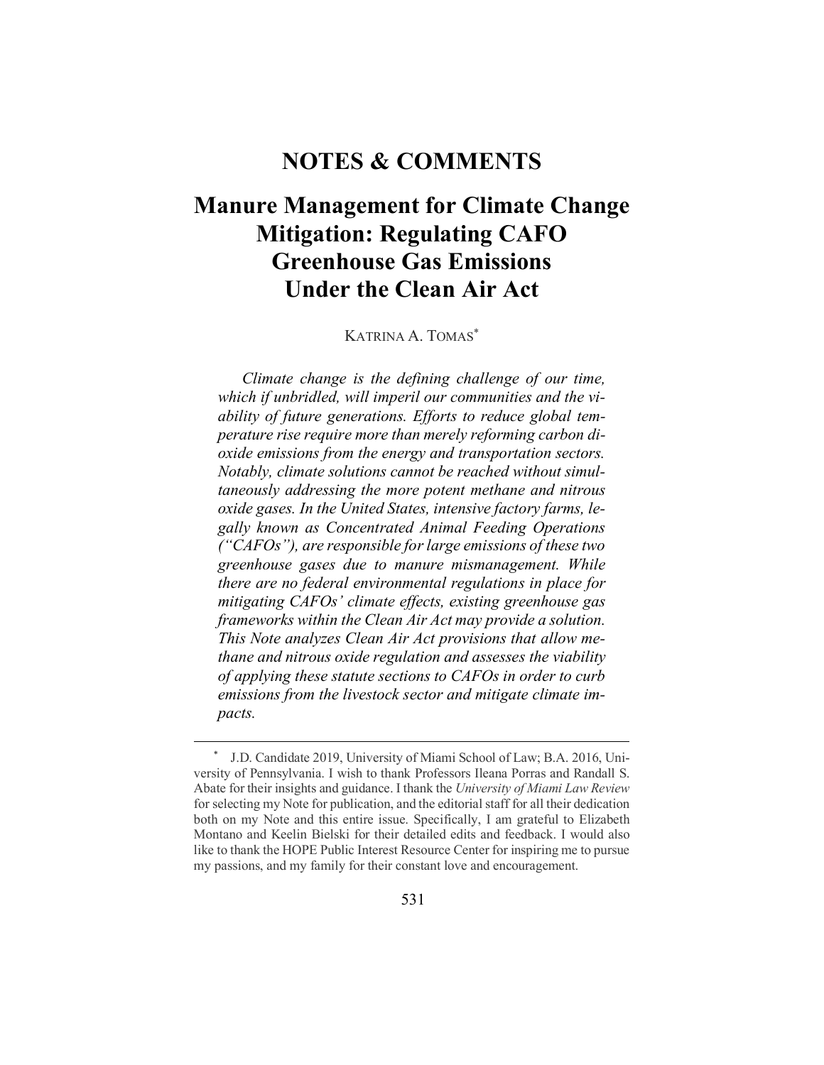# NOTES & COMMENTS

# Manure Management for Climate Change Mitigation: Regulating CAFO Greenhouse Gas Emissions Under the Clean Air Act

KATRINA A. TOMAS[*]

*Climate change is the defining challenge of our time, which if unbridled, will imperil our communities and the viability of future generations. Efforts to reduce global temperature rise require more than merely reforming carbon dioxide emissions from the energy and transportation sectors. Notably, climate solutions cannot be reached without simultaneously addressing the more potent methane and nitrous oxide gases. In the United States, intensive factory farms, legally known as Concentrated Animal Feeding Operations ("CAFOs"), are responsible for large emissions of these two greenhouse gases due to manure mismanagement. While there are no federal environmental regulations in place for mitigating CAFOs' climate effects, existing greenhouse gas frameworks within the Clean Air Act may provide a solution. This Note analyzes Clean Air Act provisions that allow methane and nitrous oxide regulation and assesses the viability of applying these statute sections to CAFOs in order to curb emissions from the livestock sector and mitigate climate impacts.*

---

[*] J.D. Candidate 2019, University of Miami School of Law; B.A. 2016, University of Pennsylvania. I wish to thank Professors Ileana Porras and Randall S. Abate for their insights and guidance. I thank the *University of Miami Law Review* for selecting my Note for publication, and the editorial staff for all their dedication both on my Note and this entire issue. Specifically, I am grateful to Elizabeth Montano and Keelin Bielski for their detailed edits and feedback. I would also like to thank the HOPE Public Interest Resource Center for inspiring me to pursue my passions, and my family for their constant love and encouragement.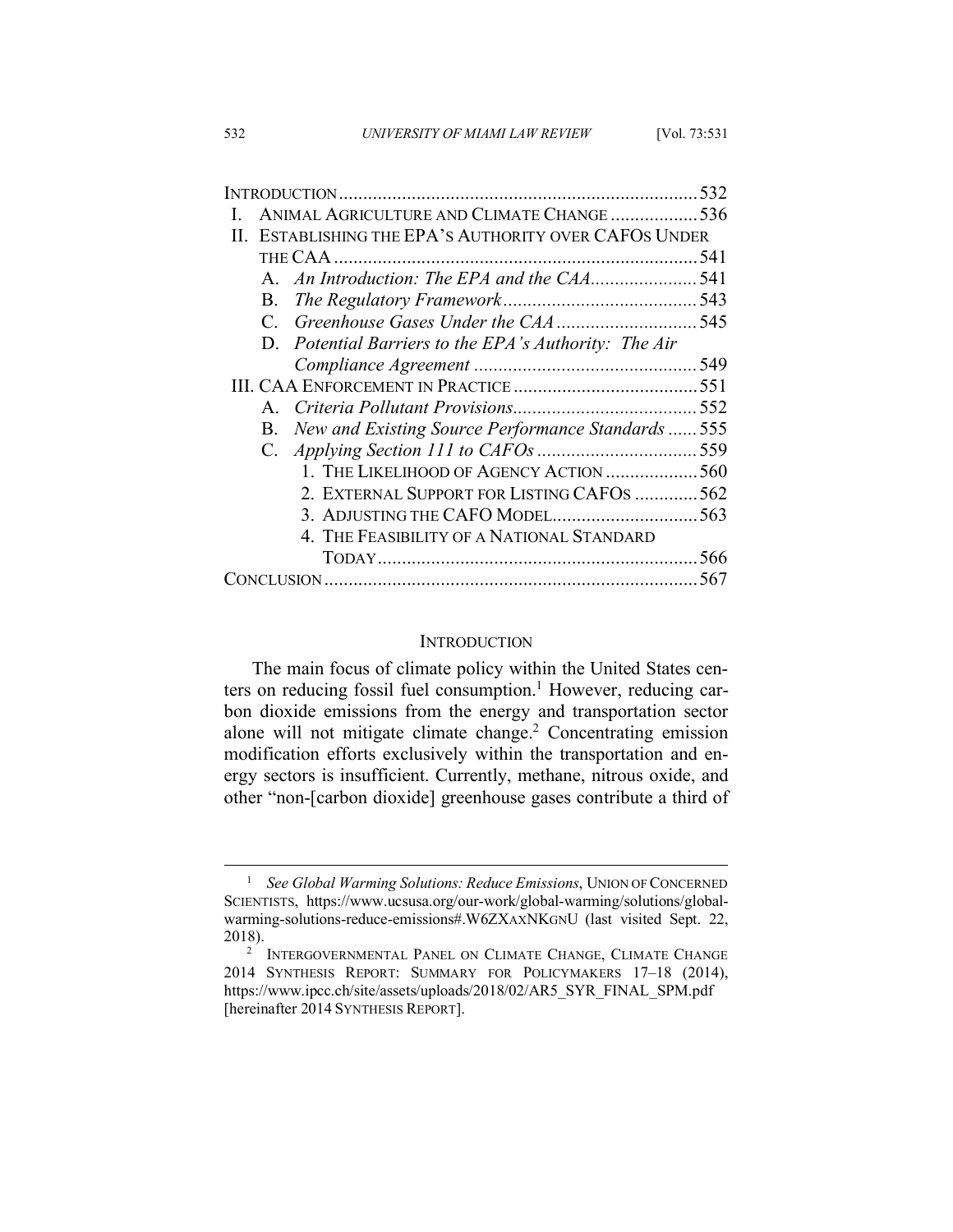| | |
|---|---|
| INTRODUCTION | 532 |
| I. ANIMAL AGRICULTURE AND CLIMATE CHANGE | 536 |
| II. ESTABLISHING THE EPA'S AUTHORITY OVER CAFOS UNDER THE CAA | 541 |
| A. *An Introduction: The EPA and the CAA* | 541 |
| B. *The Regulatory Framework* | 543 |
| C. *Greenhouse Gases Under the CAA* | 545 |
| D. *Potential Barriers to the EPA's Authority: The Air Compliance Agreement* | 549 |
| III. CAA ENFORCEMENT IN PRACTICE | 551 |
| A. *Criteria Pollutant Provisions* | 552 |
| B. *New and Existing Source Performance Standards* | 555 |
| C. *Applying Section 111 to CAFOs* | 559 |
| 1. THE LIKELIHOOD OF AGENCY ACTION | 560 |
| 2. EXTERNAL SUPPORT FOR LISTING CAFOS | 562 |
| 3. ADJUSTING THE CAFO MODEL | 563 |
| 4. THE FEASIBILITY OF A NATIONAL STANDARD TODAY | 566 |
| CONCLUSION | 567 |

## INTRODUCTION

The main focus of climate policy within the United States centers on reducing fossil fuel consumption.[1] However, reducing carbon dioxide emissions from the energy and transportation sector alone will not mitigate climate change.[2] Concentrating emission modification efforts exclusively within the transportation and energy sectors is insufficient. Currently, methane, nitrous oxide, and other "non-[carbon dioxide] greenhouse gases contribute a third of

---

[1] *See Global Warming Solutions: Reduce Emissions*, UNION OF CONCERNED SCIENTISTS, https://www.ucsusa.org/our-work/global-warming/solutions/global-warming-solutions-reduce-emissions#.W6ZXAXNKGNU (last visited Sept. 22, 2018).

[2] INTERGOVERNMENTAL PANEL ON CLIMATE CHANGE, CLIMATE CHANGE 2014 SYNTHESIS REPORT: SUMMARY FOR POLICYMAKERS 17–18 (2014), https://www.ipcc.ch/site/assets/uploads/2018/02/AR5_SYR_FINAL_SPM.pdf [hereinafter 2014 SYNTHESIS REPORT].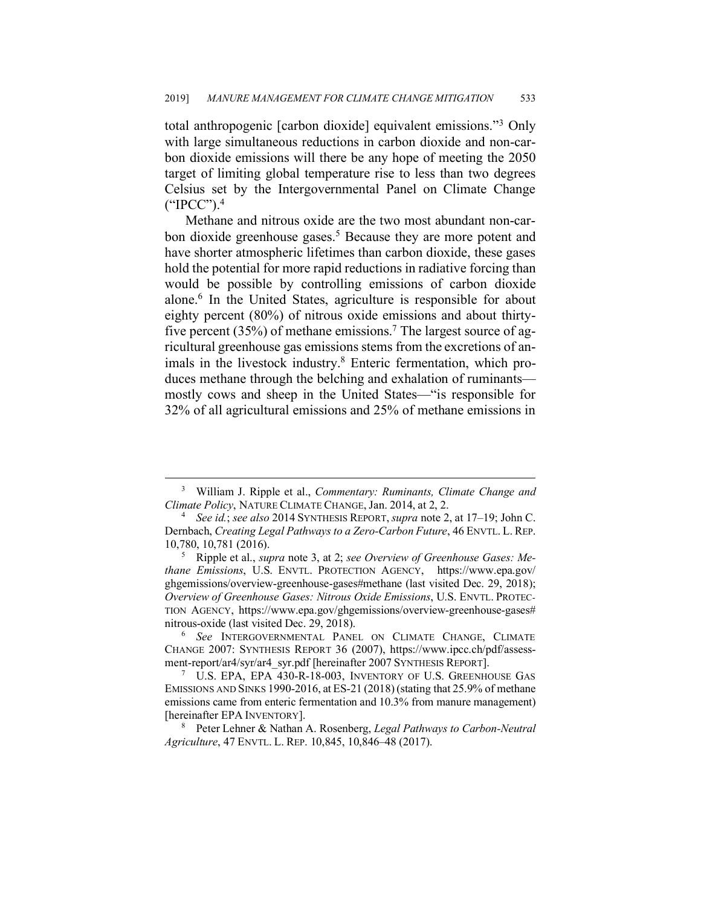total anthropogenic [carbon dioxide] equivalent emissions."[3] Only with large simultaneous reductions in carbon dioxide and non-carbon dioxide emissions will there be any hope of meeting the 2050 target of limiting global temperature rise to less than two degrees Celsius set by the Intergovernmental Panel on Climate Change ("IPCC").[4]

Methane and nitrous oxide are the two most abundant non-carbon dioxide greenhouse gases.[5] Because they are more potent and have shorter atmospheric lifetimes than carbon dioxide, these gases hold the potential for more rapid reductions in radiative forcing than would be possible by controlling emissions of carbon dioxide alone.[6] In the United States, agriculture is responsible for about eighty percent (80%) of nitrous oxide emissions and about thirty-five percent (35%) of methane emissions.[7] The largest source of agricultural greenhouse gas emissions stems from the excretions of animals in the livestock industry.[8] Enteric fermentation, which produces methane through the belching and exhalation of ruminants—mostly cows and sheep in the United States—"is responsible for 32% of all agricultural emissions and 25% of methane emissions in

---

[3] William J. Ripple et al., *Commentary: Ruminants, Climate Change and Climate Policy*, NATURE CLIMATE CHANGE, Jan. 2014, at 2, 2.

[4] *See id.*; *see also* 2014 SYNTHESIS REPORT, *supra* note 2, at 17–19; John C. Dernbach, *Creating Legal Pathways to a Zero-Carbon Future*, 46 ENVTL. L. REP. 10,780, 10,781 (2016).

[5] Ripple et al., *supra* note 3, at 2; *see Overview of Greenhouse Gases: Methane Emissions*, U.S. ENVTL. PROTECTION AGENCY, https://www.epa.gov/ghgemissions/overview-greenhouse-gases#methane (last visited Dec. 29, 2018); *Overview of Greenhouse Gases: Nitrous Oxide Emissions*, U.S. ENVTL. PROTECTION AGENCY, https://www.epa.gov/ghgemissions/overview-greenhouse-gases#nitrous-oxide (last visited Dec. 29, 2018).

[6] *See* INTERGOVERNMENTAL PANEL ON CLIMATE CHANGE, CLIMATE CHANGE 2007: SYNTHESIS REPORT 36 (2007), https://www.ipcc.ch/pdf/assessment-report/ar4/syr/ar4_syr.pdf [hereinafter 2007 SYNTHESIS REPORT].

[7] U.S. EPA, EPA 430-R-18-003, INVENTORY OF U.S. GREENHOUSE GAS EMISSIONS AND SINKS 1990-2016, at ES-21 (2018) (stating that 25.9% of methane emissions came from enteric fermentation and 10.3% from manure management) [hereinafter EPA INVENTORY].

[8] Peter Lehner & Nathan A. Rosenberg, *Legal Pathways to Carbon-Neutral Agriculture*, 47 ENVTL. L. REP. 10,845, 10,846–48 (2017).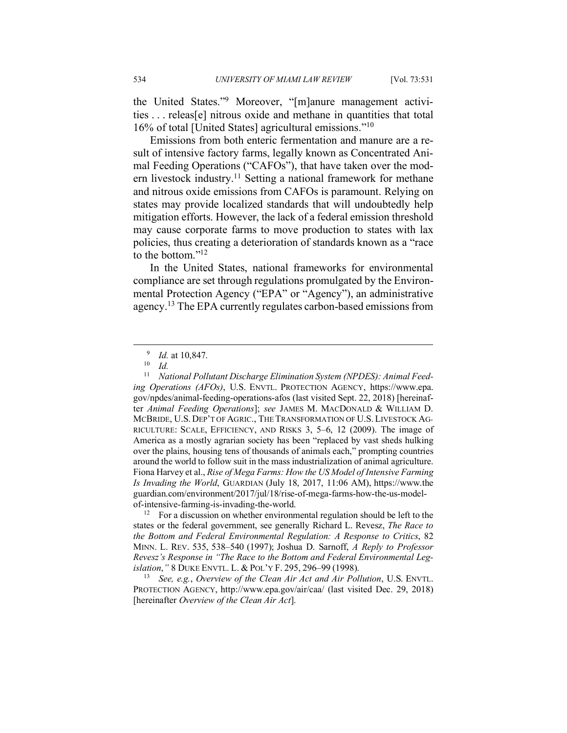the United States."[9] Moreover, "[m]anure management activities . . . releas[e] nitrous oxide and methane in quantities that total 16% of total [United States] agricultural emissions."[10]

Emissions from both enteric fermentation and manure are a result of intensive factory farms, legally known as Concentrated Animal Feeding Operations ("CAFOs"), that have taken over the modern livestock industry.[11] Setting a national framework for methane and nitrous oxide emissions from CAFOs is paramount. Relying on states may provide localized standards that will undoubtedly help mitigation efforts. However, the lack of a federal emission threshold may cause corporate farms to move production to states with lax policies, thus creating a deterioration of standards known as a "race to the bottom."[12]

In the United States, national frameworks for environmental compliance are set through regulations promulgated by the Environmental Protection Agency ("EPA" or "Agency"), an administrative agency.[13] The EPA currently regulates carbon-based emissions from

---

[9] *Id.* at 10,847.

[10] *Id.*

[11] *National Pollutant Discharge Elimination System (NPDES): Animal Feeding Operations (AFOs)*, U.S. ENVTL. PROTECTION AGENCY, https://www.epa.gov/npdes/animal-feeding-operations-afos (last visited Sept. 22, 2018) [hereinafter *Animal Feeding Operations*]; *see* JAMES M. MACDONALD & WILLIAM D. MCBRIDE, U.S. DEP'T OF AGRIC., THE TRANSFORMATION OF U.S. LIVESTOCK AGRICULTURE: SCALE, EFFICIENCY, AND RISKS 3, 5–6, 12 (2009). The image of America as a mostly agrarian society has been "replaced by vast sheds hulking over the plains, housing tens of thousands of animals each," prompting countries around the world to follow suit in the mass industrialization of animal agriculture. Fiona Harvey et al., *Rise of Mega Farms: How the US Model of Intensive Farming Is Invading the World*, GUARDIAN (July 18, 2017, 11:06 AM), https://www.theguardian.com/environment/2017/jul/18/rise-of-mega-farms-how-the-us-model-of-intensive-farming-is-invading-the-world.

[12] For a discussion on whether environmental regulation should be left to the states or the federal government, see generally Richard L. Revesz, *The Race to the Bottom and Federal Environmental Regulation: A Response to Critics*, 82 MINN. L. REV. 535, 538–540 (1997); Joshua D. Sarnoff, *A Reply to Professor Revesz's Response in "The Race to the Bottom and Federal Environmental Legislation*,*"* 8 DUKE ENVTL. L. & POL'Y F. 295, 296–99 (1998).

[13] *See, e.g.*, *Overview of the Clean Air Act and Air Pollution*, U.S. ENVTL. PROTECTION AGENCY, http://www.epa.gov/air/caa/ (last visited Dec. 29, 2018) [hereinafter *Overview of the Clean Air Act*].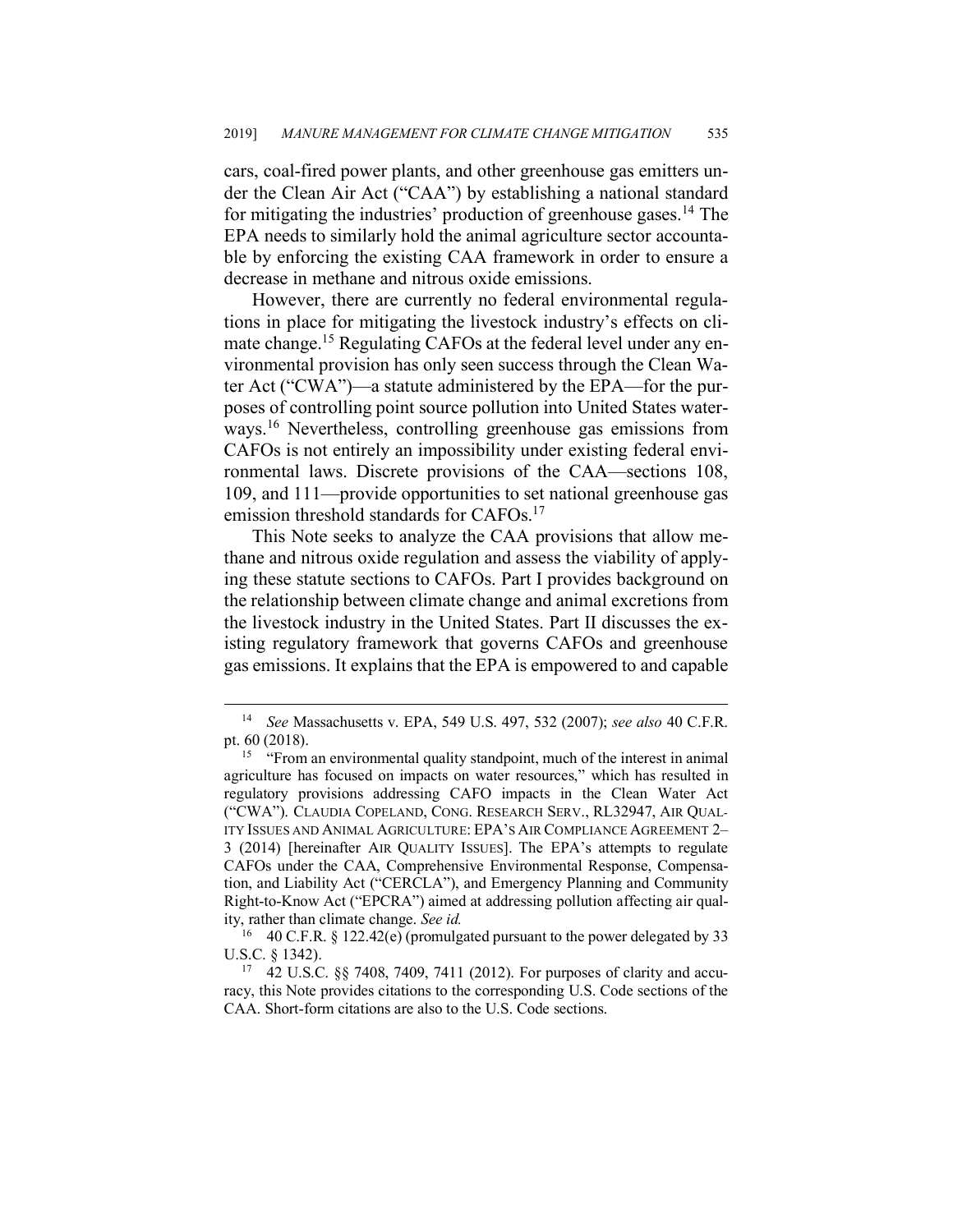cars, coal-fired power plants, and other greenhouse gas emitters under the Clean Air Act ("CAA") by establishing a national standard for mitigating the industries' production of greenhouse gases.[14] The EPA needs to similarly hold the animal agriculture sector accountable by enforcing the existing CAA framework in order to ensure a decrease in methane and nitrous oxide emissions.

However, there are currently no federal environmental regulations in place for mitigating the livestock industry's effects on climate change.[15] Regulating CAFOs at the federal level under any environmental provision has only seen success through the Clean Water Act ("CWA")—a statute administered by the EPA—for the purposes of controlling point source pollution into United States waterways.[16] Nevertheless, controlling greenhouse gas emissions from CAFOs is not entirely an impossibility under existing federal environmental laws. Discrete provisions of the CAA—sections 108, 109, and 111—provide opportunities to set national greenhouse gas emission threshold standards for CAFOs.[17]

This Note seeks to analyze the CAA provisions that allow methane and nitrous oxide regulation and assess the viability of applying these statute sections to CAFOs. Part I provides background on the relationship between climate change and animal excretions from the livestock industry in the United States. Part II discusses the existing regulatory framework that governs CAFOs and greenhouse gas emissions. It explains that the EPA is empowered to and capable

---

[14] *See* Massachusetts v. EPA, 549 U.S. 497, 532 (2007); *see also* 40 C.F.R. pt. 60 (2018).

[15] "From an environmental quality standpoint, much of the interest in animal agriculture has focused on impacts on water resources," which has resulted in regulatory provisions addressing CAFO impacts in the Clean Water Act ("CWA"). CLAUDIA COPELAND, CONG. RESEARCH SERV., RL32947, AIR QUALITY ISSUES AND ANIMAL AGRICULTURE: EPA'S AIR COMPLIANCE AGREEMENT 2–3 (2014) [hereinafter AIR QUALITY ISSUES]. The EPA's attempts to regulate CAFOs under the CAA, Comprehensive Environmental Response, Compensation, and Liability Act ("CERCLA"), and Emergency Planning and Community Right-to-Know Act ("EPCRA") aimed at addressing pollution affecting air quality, rather than climate change. *See id.*

[16] 40 C.F.R. § 122.42(e) (promulgated pursuant to the power delegated by 33 U.S.C. § 1342).

[17] 42 U.S.C. §§ 7408, 7409, 7411 (2012). For purposes of clarity and accuracy, this Note provides citations to the corresponding U.S. Code sections of the CAA. Short-form citations are also to the U.S. Code sections.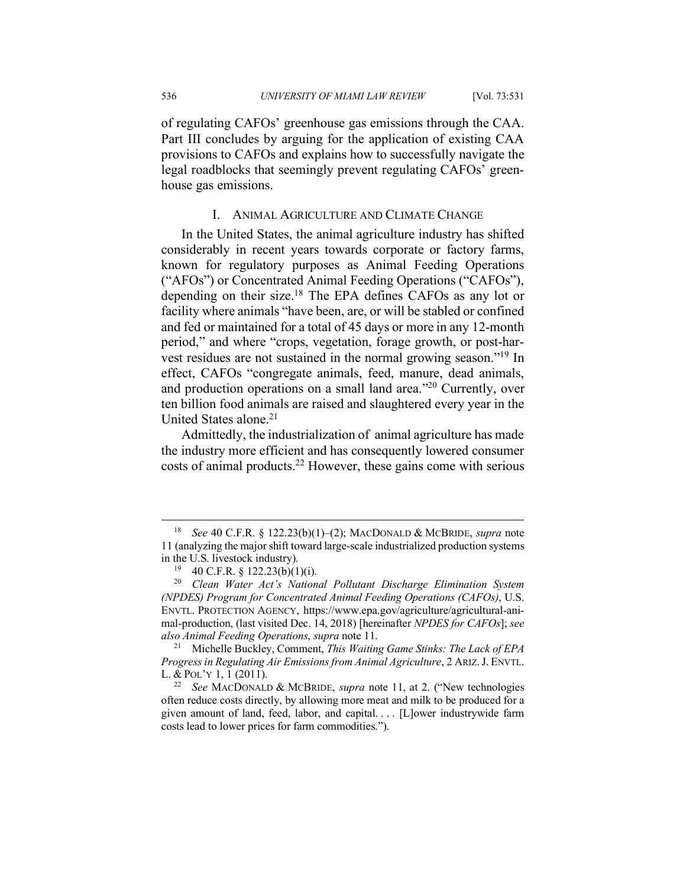of regulating CAFOs' greenhouse gas emissions through the CAA. Part III concludes by arguing for the application of existing CAA provisions to CAFOs and explains how to successfully navigate the legal roadblocks that seemingly prevent regulating CAFOs' greenhouse gas emissions.

## I. Animal Agriculture and Climate Change

In the United States, the animal agriculture industry has shifted considerably in recent years towards corporate or factory farms, known for regulatory purposes as Animal Feeding Operations ("AFOs") or Concentrated Animal Feeding Operations ("CAFOs"), depending on their size.[18] The EPA defines CAFOs as any lot or facility where animals "have been, are, or will be stabled or confined and fed or maintained for a total of 45 days or more in any 12-month period," and where "crops, vegetation, forage growth, or post-harvest residues are not sustained in the normal growing season."[19] In effect, CAFOs "congregate animals, feed, manure, dead animals, and production operations on a small land area."[20] Currently, over ten billion food animals are raised and slaughtered every year in the United States alone.[21]

Admittedly, the industrialization of animal agriculture has made the industry more efficient and has consequently lowered consumer costs of animal products.[22] However, these gains come with serious

---

[18] *See* 40 C.F.R. § 122.23(b)(1)–(2); MacDonald & McBride, *supra* note 11 (analyzing the major shift toward large-scale industrialized production systems in the U.S. livestock industry).

[19] 40 C.F.R. § 122.23(b)(1)(i).

[20] *Clean Water Act's National Pollutant Discharge Elimination System (NPDES) Program for Concentrated Animal Feeding Operations (CAFOs)*, U.S. Envtl. Protection Agency, https://www.epa.gov/agriculture/agricultural-animal-production, (last visited Dec. 14, 2018) [hereinafter *NPDES for CAFOs*]; *see also Animal Feeding Operations*, *supra* note 11.

[21] Michelle Buckley, Comment, *This Waiting Game Stinks: The Lack of EPA Progress in Regulating Air Emissions from Animal Agriculture*, 2 Ariz. J. Envtl. L. & Pol'y 1, 1 (2011).

[22] *See* MacDonald & McBride, *supra* note 11, at 2. ("New technologies often reduce costs directly, by allowing more meat and milk to be produced for a given amount of land, feed, labor, and capital. . . . [L]ower industrywide farm costs lead to lower prices for farm commodities.").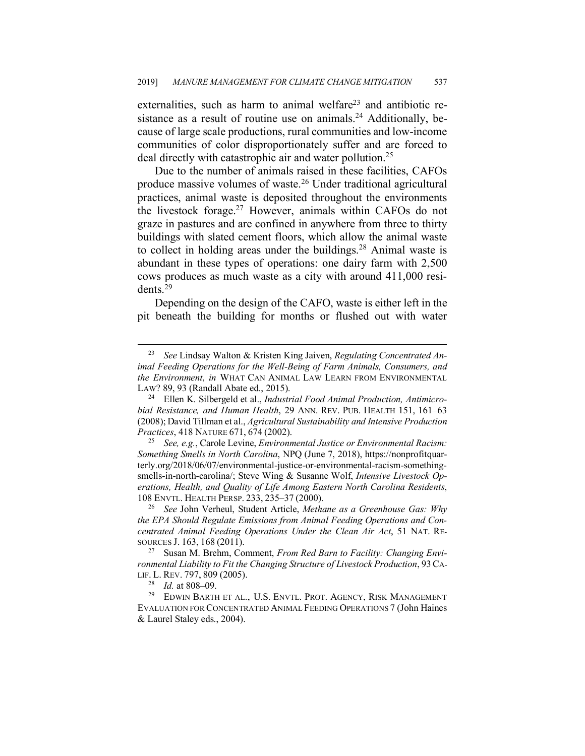externalities, such as harm to animal welfare[23] and antibiotic resistance as a result of routine use on animals.[24] Additionally, because of large scale productions, rural communities and low-income communities of color disproportionately suffer and are forced to deal directly with catastrophic air and water pollution.[25]

Due to the number of animals raised in these facilities, CAFOs produce massive volumes of waste.[26] Under traditional agricultural practices, animal waste is deposited throughout the environments the livestock forage.[27] However, animals within CAFOs do not graze in pastures and are confined in anywhere from three to thirty buildings with slated cement floors, which allow the animal waste to collect in holding areas under the buildings.[28] Animal waste is abundant in these types of operations: one dairy farm with 2,500 cows produces as much waste as a city with around 411,000 residents.[29]

Depending on the design of the CAFO, waste is either left in the pit beneath the building for months or flushed out with water

---

[23] *See* Lindsay Walton & Kristen King Jaiven, *Regulating Concentrated Animal Feeding Operations for the Well-Being of Farm Animals, Consumers, and the Environment*, *in* WHAT CAN ANIMAL LAW LEARN FROM ENVIRONMENTAL LAW? 89, 93 (Randall Abate ed., 2015).

[24] Ellen K. Silbergeld et al., *Industrial Food Animal Production, Antimicrobial Resistance, and Human Health*, 29 ANN. REV. PUB. HEALTH 151, 161–63 (2008); David Tillman et al., *Agricultural Sustainability and Intensive Production Practices*, 418 NATURE 671, 674 (2002).

[25] *See, e.g.*, Carole Levine, *Environmental Justice or Environmental Racism: Something Smells in North Carolina*, NPQ (June 7, 2018), https://nonprofitquarterly.org/2018/06/07/environmental-justice-or-environmental-racism-something-smells-in-north-carolina/; Steve Wing & Susanne Wolf, *Intensive Livestock Operations, Health, and Quality of Life Among Eastern North Carolina Residents*, 108 ENVTL. HEALTH PERSP. 233, 235–37 (2000).

[26] *See* John Verheul, Student Article, *Methane as a Greenhouse Gas: Why the EPA Should Regulate Emissions from Animal Feeding Operations and Concentrated Animal Feeding Operations Under the Clean Air Act*, 51 NAT. RESOURCES J. 163, 168 (2011).

[27] Susan M. Brehm, Comment, *From Red Barn to Facility: Changing Environmental Liability to Fit the Changing Structure of Livestock Production*, 93 CALIF. L. REV. 797, 809 (2005).

[28] *Id.* at 808–09.

[29] EDWIN BARTH ET AL., U.S. ENVTL. PROT. AGENCY, RISK MANAGEMENT EVALUATION FOR CONCENTRATED ANIMAL FEEDING OPERATIONS 7 (John Haines & Laurel Staley eds., 2004).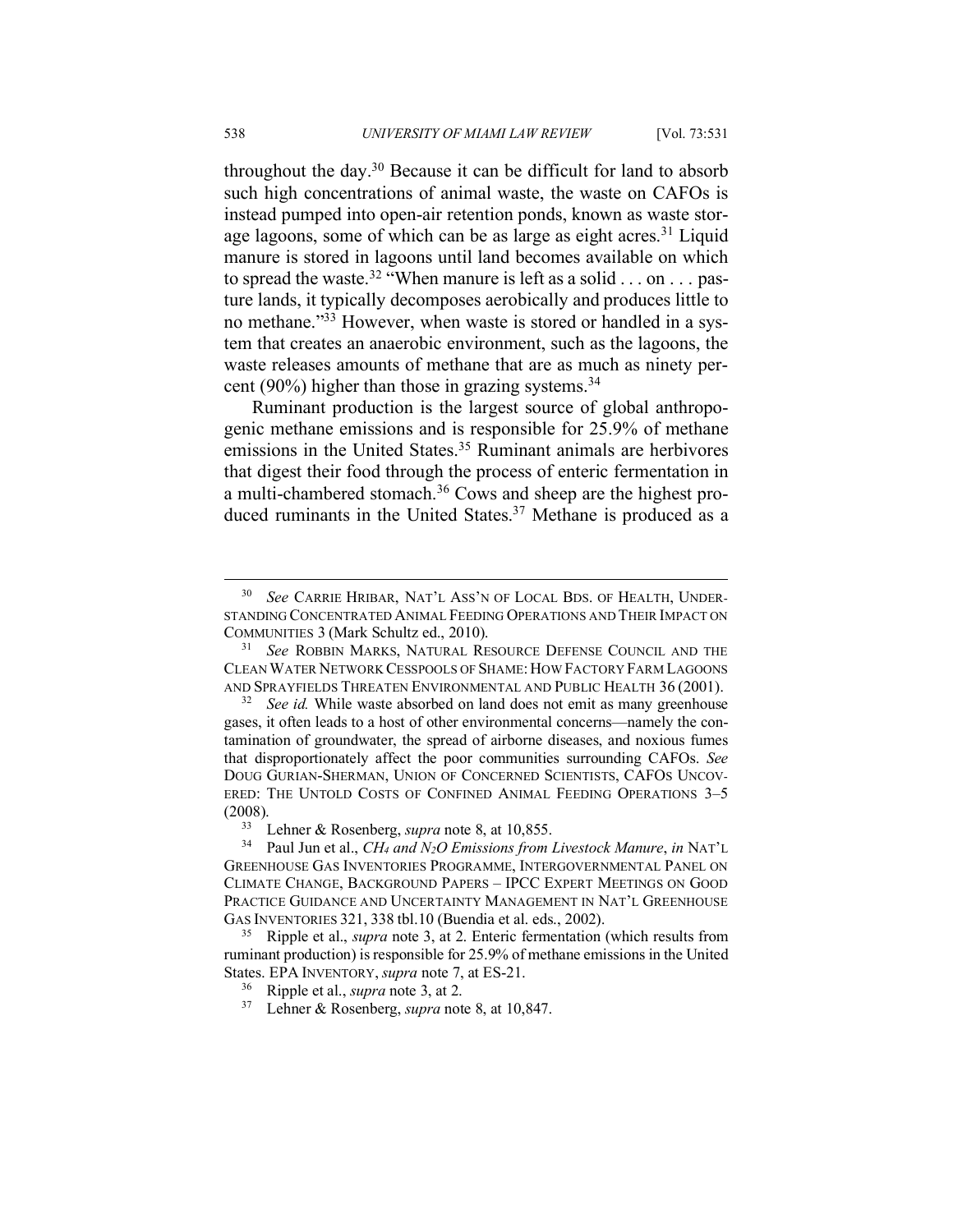throughout the day.[30] Because it can be difficult for land to absorb such high concentrations of animal waste, the waste on CAFOs is instead pumped into open-air retention ponds, known as waste storage lagoons, some of which can be as large as eight acres.[31] Liquid manure is stored in lagoons until land becomes available on which to spread the waste.[32] "When manure is left as a solid . . . on . . . pasture lands, it typically decomposes aerobically and produces little to no methane."[33] However, when waste is stored or handled in a system that creates an anaerobic environment, such as the lagoons, the waste releases amounts of methane that are as much as ninety percent (90%) higher than those in grazing systems.[34]

Ruminant production is the largest source of global anthropogenic methane emissions and is responsible for 25.9% of methane emissions in the United States.[35] Ruminant animals are herbivores that digest their food through the process of enteric fermentation in a multi-chambered stomach.[36] Cows and sheep are the highest produced ruminants in the United States.[37] Methane is produced as a

---

[30] *See* CARRIE HRIBAR, NAT'L ASS'N OF LOCAL BDS. OF HEALTH, UNDERSTANDING CONCENTRATED ANIMAL FEEDING OPERATIONS AND THEIR IMPACT ON COMMUNITIES 3 (Mark Schultz ed., 2010).

[31] *See* ROBBIN MARKS, NATURAL RESOURCE DEFENSE COUNCIL AND THE CLEAN WATER NETWORK CESSPOOLS OF SHAME: HOW FACTORY FARM LAGOONS AND SPRAYFIELDS THREATEN ENVIRONMENTAL AND PUBLIC HEALTH 36 (2001).

[32] *See id.* While waste absorbed on land does not emit as many greenhouse gases, it often leads to a host of other environmental concerns—namely the contamination of groundwater, the spread of airborne diseases, and noxious fumes that disproportionately affect the poor communities surrounding CAFOs. *See* DOUG GURIAN-SHERMAN, UNION OF CONCERNED SCIENTISTS, CAFOS UNCOVERED: THE UNTOLD COSTS OF CONFINED ANIMAL FEEDING OPERATIONS 3–5 (2008).

[33] Lehner & Rosenberg, *supra* note 8, at 10,855.

[34] Paul Jun et al., *$CH_4$ and $N_2O$ Emissions from Livestock Manure*, *in* NAT'L GREENHOUSE GAS INVENTORIES PROGRAMME, INTERGOVERNMENTAL PANEL ON CLIMATE CHANGE, BACKGROUND PAPERS – IPCC EXPERT MEETINGS ON GOOD PRACTICE GUIDANCE AND UNCERTAINTY MANAGEMENT IN NAT'L GREENHOUSE GAS INVENTORIES 321, 338 tbl.10 (Buendia et al. eds., 2002).

[35] Ripple et al., *supra* note 3, at 2. Enteric fermentation (which results from ruminant production) is responsible for 25.9% of methane emissions in the United States. EPA INVENTORY, *supra* note 7, at ES-21.

[36] Ripple et al., *supra* note 3, at 2.

[37] Lehner & Rosenberg, *supra* note 8, at 10,847.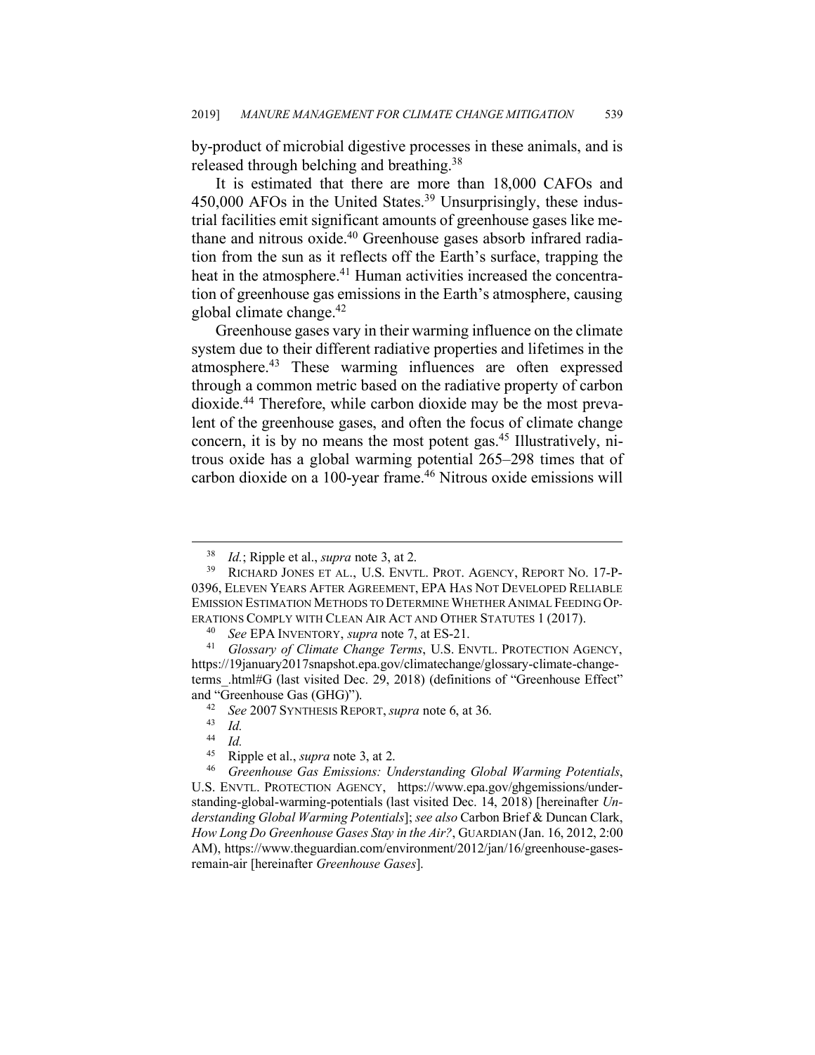by-product of microbial digestive processes in these animals, and is released through belching and breathing.[38]

It is estimated that there are more than 18,000 CAFOs and 450,000 AFOs in the United States.[39] Unsurprisingly, these industrial facilities emit significant amounts of greenhouse gases like methane and nitrous oxide.[40] Greenhouse gases absorb infrared radiation from the sun as it reflects off the Earth's surface, trapping the heat in the atmosphere.[41] Human activities increased the concentration of greenhouse gas emissions in the Earth's atmosphere, causing global climate change.[42]

Greenhouse gases vary in their warming influence on the climate system due to their different radiative properties and lifetimes in the atmosphere.[43] These warming influences are often expressed through a common metric based on the radiative property of carbon dioxide.[44] Therefore, while carbon dioxide may be the most prevalent of the greenhouse gases, and often the focus of climate change concern, it is by no means the most potent gas.[45] Illustratively, nitrous oxide has a global warming potential 265–298 times that of carbon dioxide on a 100-year frame.[46] Nitrous oxide emissions will

---

[38] *Id.*; Ripple et al., *supra* note 3, at 2.

[39] RICHARD JONES ET AL., U.S. ENVTL. PROT. AGENCY, REPORT NO. 17-P-0396, ELEVEN YEARS AFTER AGREEMENT, EPA HAS NOT DEVELOPED RELIABLE EMISSION ESTIMATION METHODS TO DETERMINE WHETHER ANIMAL FEEDING OPERATIONS COMPLY WITH CLEAN AIR ACT AND OTHER STATUTES 1 (2017).

[40] *See* EPA INVENTORY, *supra* note 7, at ES-21.

[41] *Glossary of Climate Change Terms*, U.S. ENVTL. PROTECTION AGENCY, https://19january2017snapshot.epa.gov/climatechange/glossary-climate-change-terms_.html#G (last visited Dec. 29, 2018) (definitions of "Greenhouse Effect" and "Greenhouse Gas (GHG)").

[42] *See* 2007 SYNTHESIS REPORT, *supra* note 6, at 36.

[43] *Id.*

[44] *Id.*

[45] Ripple et al., *supra* note 3, at 2.

[46] *Greenhouse Gas Emissions: Understanding Global Warming Potentials*, U.S. ENVTL. PROTECTION AGENCY, https://www.epa.gov/ghgemissions/understanding-global-warming-potentials (last visited Dec. 14, 2018) [hereinafter *Understanding Global Warming Potentials*]; *see also* Carbon Brief & Duncan Clark, *How Long Do Greenhouse Gases Stay in the Air?*, GUARDIAN (Jan. 16, 2012, 2:00 AM), https://www.theguardian.com/environment/2012/jan/16/greenhouse-gases-remain-air [hereinafter *Greenhouse Gases*].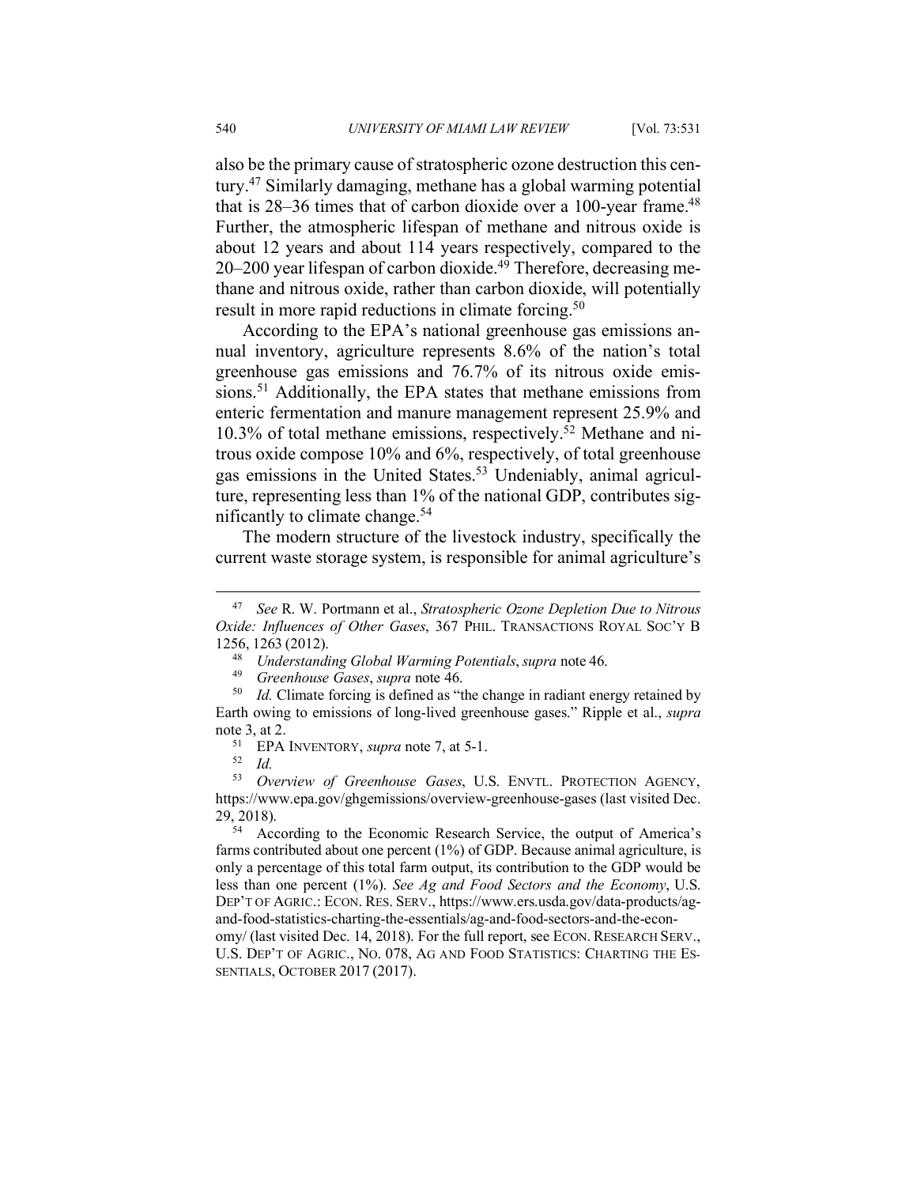also be the primary cause of stratospheric ozone destruction this century.[47] Similarly damaging, methane has a global warming potential that is 28–36 times that of carbon dioxide over a 100-year frame.[48] Further, the atmospheric lifespan of methane and nitrous oxide is about 12 years and about 114 years respectively, compared to the 20–200 year lifespan of carbon dioxide.[49] Therefore, decreasing methane and nitrous oxide, rather than carbon dioxide, will potentially result in more rapid reductions in climate forcing.[50]

According to the EPA's national greenhouse gas emissions annual inventory, agriculture represents 8.6% of the nation's total greenhouse gas emissions and 76.7% of its nitrous oxide emissions.[51] Additionally, the EPA states that methane emissions from enteric fermentation and manure management represent 25.9% and 10.3% of total methane emissions, respectively.[52] Methane and nitrous oxide compose 10% and 6%, respectively, of total greenhouse gas emissions in the United States.[53] Undeniably, animal agriculture, representing less than 1% of the national GDP, contributes significantly to climate change.[54]

The modern structure of the livestock industry, specifically the current waste storage system, is responsible for animal agriculture's

---

[47] *See* R. W. Portmann et al., *Stratospheric Ozone Depletion Due to Nitrous Oxide: Influences of Other Gases*, 367 PHIL. TRANSACTIONS ROYAL SOC'Y B 1256, 1263 (2012).

[48] *Understanding Global Warming Potentials*, *supra* note 46.

[49] *Greenhouse Gases*, *supra* note 46.

[50] *Id.* Climate forcing is defined as "the change in radiant energy retained by Earth owing to emissions of long-lived greenhouse gases." Ripple et al., *supra* note 3, at 2.

[51] EPA INVENTORY, *supra* note 7, at 5-1.

[52] *Id.*

[53] *Overview of Greenhouse Gases*, U.S. ENVTL. PROTECTION AGENCY, https://www.epa.gov/ghgemissions/overview-greenhouse-gases (last visited Dec. 29, 2018).

[54] According to the Economic Research Service, the output of America's farms contributed about one percent (1%) of GDP. Because animal agriculture, is only a percentage of this total farm output, its contribution to the GDP would be less than one percent (1%). *See Ag and Food Sectors and the Economy*, U.S. DEP'T OF AGRIC.: ECON. RES. SERV., https://www.ers.usda.gov/data-products/ag-and-food-statistics-charting-the-essentials/ag-and-food-sectors-and-the-economy/ (last visited Dec. 14, 2018). For the full report, see ECON. RESEARCH SERV., U.S. DEP'T OF AGRIC., NO. 078, AG AND FOOD STATISTICS: CHARTING THE ESSENTIALS, OCTOBER 2017 (2017).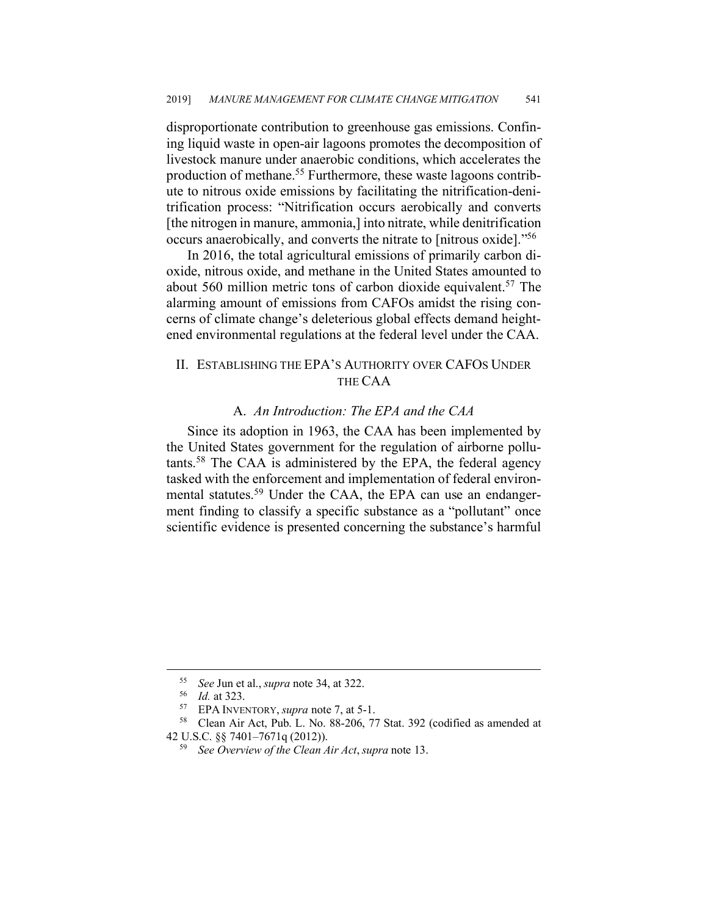disproportionate contribution to greenhouse gas emissions. Confining liquid waste in open-air lagoons promotes the decomposition of livestock manure under anaerobic conditions, which accelerates the production of methane.[55] Furthermore, these waste lagoons contribute to nitrous oxide emissions by facilitating the nitrification-denitrification process: "Nitrification occurs aerobically and converts [the nitrogen in manure, ammonia,] into nitrate, while denitrification occurs anaerobically, and converts the nitrate to [nitrous oxide]."[56]

In 2016, the total agricultural emissions of primarily carbon dioxide, nitrous oxide, and methane in the United States amounted to about 560 million metric tons of carbon dioxide equivalent.[57] The alarming amount of emissions from CAFOs amidst the rising concerns of climate change's deleterious global effects demand heightened environmental regulations at the federal level under the CAA.

## II. ESTABLISHING THE EPA'S AUTHORITY OVER CAFOS UNDER THE CAA

### A. *An Introduction: The EPA and the CAA*

Since its adoption in 1963, the CAA has been implemented by the United States government for the regulation of airborne pollutants.[58] The CAA is administered by the EPA, the federal agency tasked with the enforcement and implementation of federal environmental statutes.[59] Under the CAA, the EPA can use an endangerment finding to classify a specific substance as a "pollutant" once scientific evidence is presented concerning the substance's harmful

---

[55] *See* Jun et al., *supra* note 34, at 322.

[56] *Id.* at 323.

[57] EPA INVENTORY, *supra* note 7, at 5-1.

[58] Clean Air Act, Pub. L. No. 88-206, 77 Stat. 392 (codified as amended at 42 U.S.C. §§ 7401–7671q (2012)).

[59] *See Overview of the Clean Air Act*, *supra* note 13.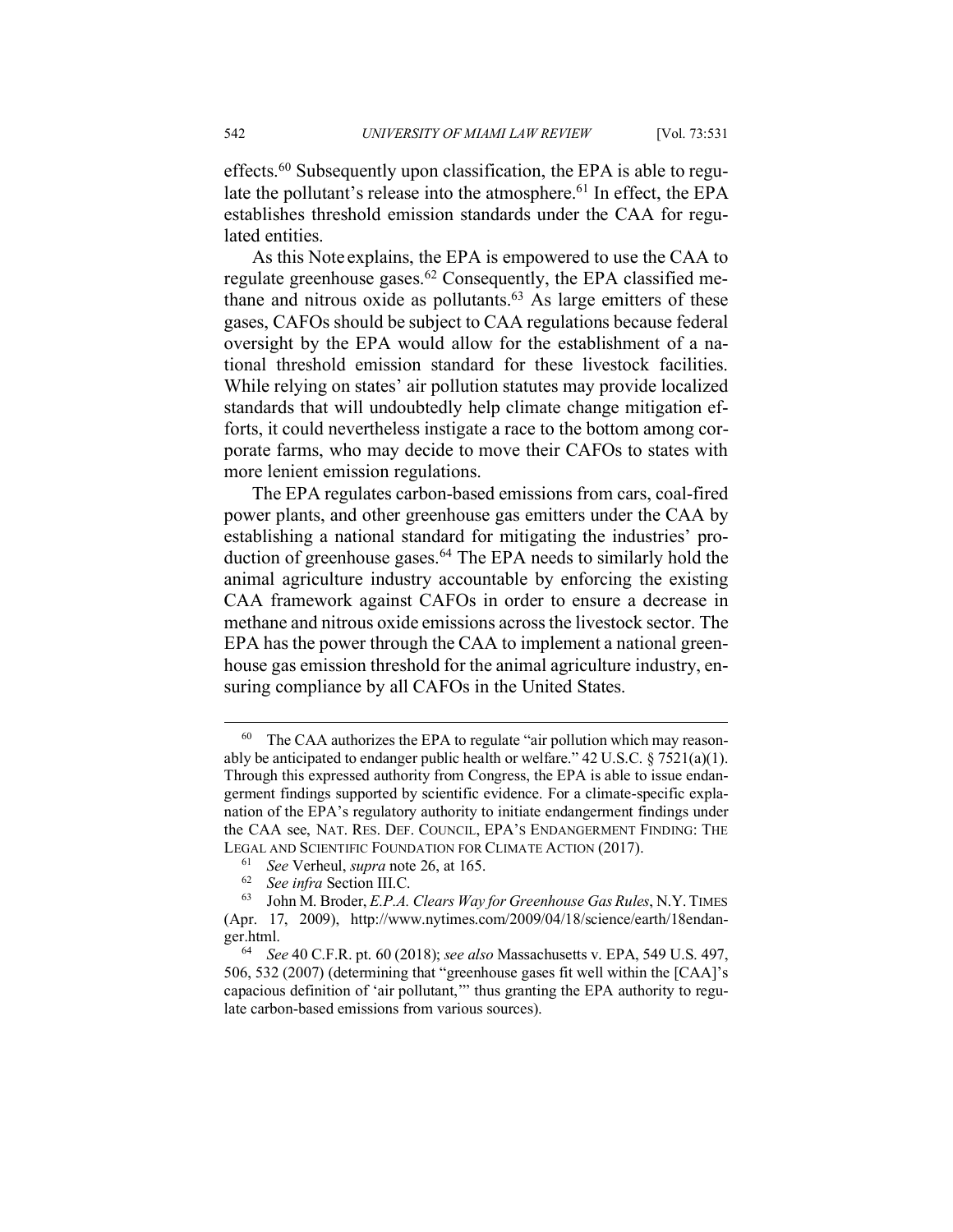effects.[60] Subsequently upon classification, the EPA is able to regulate the pollutant's release into the atmosphere.[61] In effect, the EPA establishes threshold emission standards under the CAA for regulated entities.

As this Note explains, the EPA is empowered to use the CAA to regulate greenhouse gases.[62] Consequently, the EPA classified methane and nitrous oxide as pollutants.[63] As large emitters of these gases, CAFOs should be subject to CAA regulations because federal oversight by the EPA would allow for the establishment of a national threshold emission standard for these livestock facilities. While relying on states' air pollution statutes may provide localized standards that will undoubtedly help climate change mitigation efforts, it could nevertheless instigate a race to the bottom among corporate farms, who may decide to move their CAFOs to states with more lenient emission regulations.

The EPA regulates carbon-based emissions from cars, coal-fired power plants, and other greenhouse gas emitters under the CAA by establishing a national standard for mitigating the industries' production of greenhouse gases.[64] The EPA needs to similarly hold the animal agriculture industry accountable by enforcing the existing CAA framework against CAFOs in order to ensure a decrease in methane and nitrous oxide emissions across the livestock sector. The EPA has the power through the CAA to implement a national greenhouse gas emission threshold for the animal agriculture industry, ensuring compliance by all CAFOs in the United States.

---

[60] The CAA authorizes the EPA to regulate "air pollution which may reasonably be anticipated to endanger public health or welfare." 42 U.S.C. § 7521(a)(1). Through this expressed authority from Congress, the EPA is able to issue endangerment findings supported by scientific evidence. For a climate-specific explanation of the EPA's regulatory authority to initiate endangerment findings under the CAA see, NAT. RES. DEF. COUNCIL, EPA'S ENDANGERMENT FINDING: THE LEGAL AND SCIENTIFIC FOUNDATION FOR CLIMATE ACTION (2017).

[61] *See* Verheul, *supra* note 26, at 165.

[62] *See infra* Section III.C.

[63] John M. Broder, *E.P.A. Clears Way for Greenhouse Gas Rules*, N.Y. TIMES (Apr. 17, 2009), http://www.nytimes.com/2009/04/18/science/earth/18endanger.html.

[64] *See* 40 C.F.R. pt. 60 (2018); *see also* Massachusetts v. EPA, 549 U.S. 497, 506, 532 (2007) (determining that "greenhouse gases fit well within the [CAA]'s capacious definition of 'air pollutant,'" thus granting the EPA authority to regulate carbon-based emissions from various sources).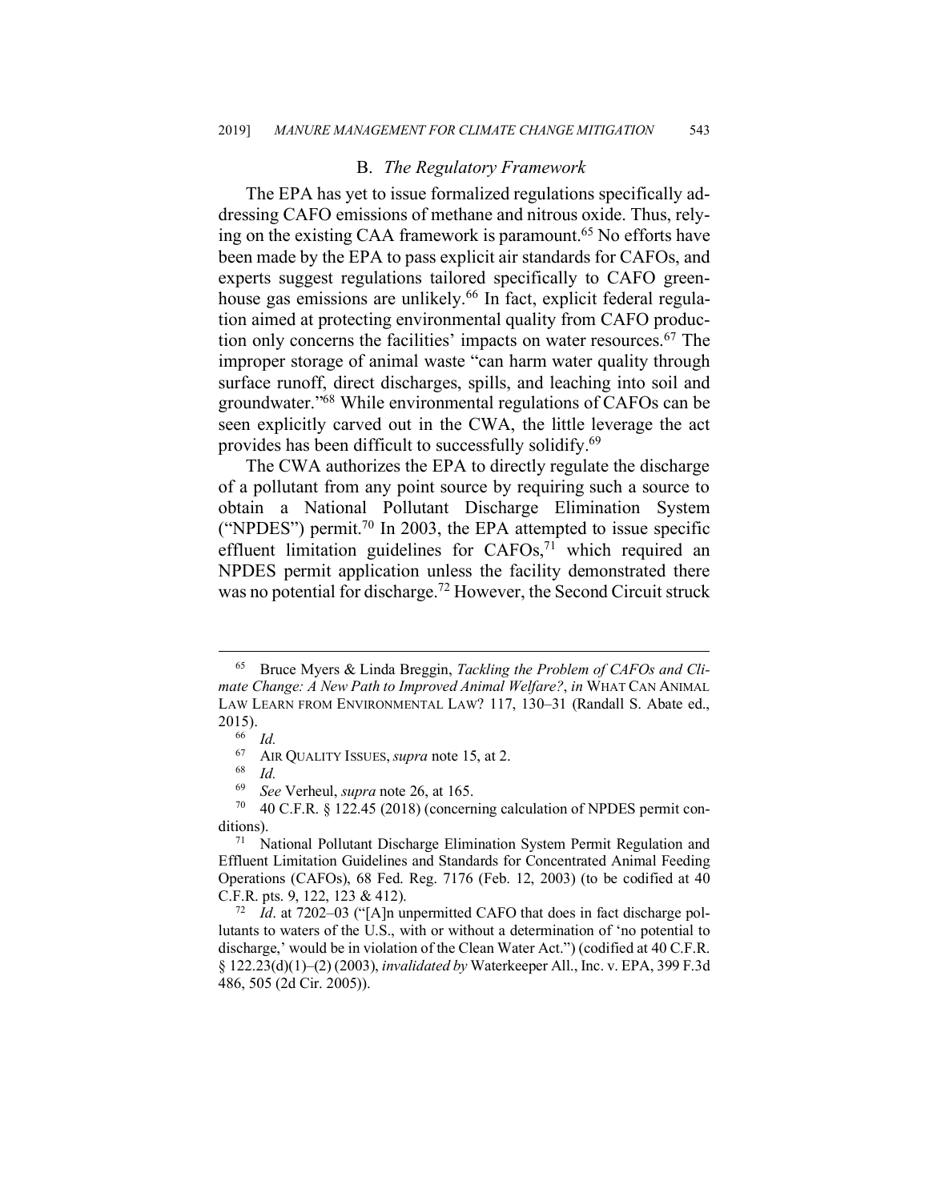### B. *The Regulatory Framework*

The EPA has yet to issue formalized regulations specifically addressing CAFO emissions of methane and nitrous oxide. Thus, relying on the existing CAA framework is paramount.[65] No efforts have been made by the EPA to pass explicit air standards for CAFOs, and experts suggest regulations tailored specifically to CAFO greenhouse gas emissions are unlikely.[66] In fact, explicit federal regulation aimed at protecting environmental quality from CAFO production only concerns the facilities' impacts on water resources.[67] The improper storage of animal waste "can harm water quality through surface runoff, direct discharges, spills, and leaching into soil and groundwater."[68] While environmental regulations of CAFOs can be seen explicitly carved out in the CWA, the little leverage the act provides has been difficult to successfully solidify.[69]

The CWA authorizes the EPA to directly regulate the discharge of a pollutant from any point source by requiring such a source to obtain a National Pollutant Discharge Elimination System ("NPDES") permit.[70] In 2003, the EPA attempted to issue specific effluent limitation guidelines for CAFOs,[71] which required an NPDES permit application unless the facility demonstrated there was no potential for discharge.[72] However, the Second Circuit struck

---

[65] Bruce Myers & Linda Breggin, *Tackling the Problem of CAFOs and Climate Change: A New Path to Improved Animal Welfare?*, *in* WHAT CAN ANIMAL LAW LEARN FROM ENVIRONMENTAL LAW? 117, 130–31 (Randall S. Abate ed., 2015).

[66] *Id.*

[67] AIR QUALITY ISSUES, *supra* note 15, at 2.

[68] *Id.*

[69] *See* Verheul, *supra* note 26, at 165.

[70] 40 C.F.R. § 122.45 (2018) (concerning calculation of NPDES permit conditions).

[71] National Pollutant Discharge Elimination System Permit Regulation and Effluent Limitation Guidelines and Standards for Concentrated Animal Feeding Operations (CAFOs), 68 Fed. Reg. 7176 (Feb. 12, 2003) (to be codified at 40 C.F.R. pts. 9, 122, 123 & 412).

[72] *Id*. at 7202–03 ("[A]n unpermitted CAFO that does in fact discharge pollutants to waters of the U.S., with or without a determination of 'no potential to discharge,' would be in violation of the Clean Water Act.") (codified at 40 C.F.R. § 122.23(d)(1)–(2) (2003), *invalidated by* Waterkeeper All., Inc. v. EPA, 399 F.3d 486, 505 (2d Cir. 2005)).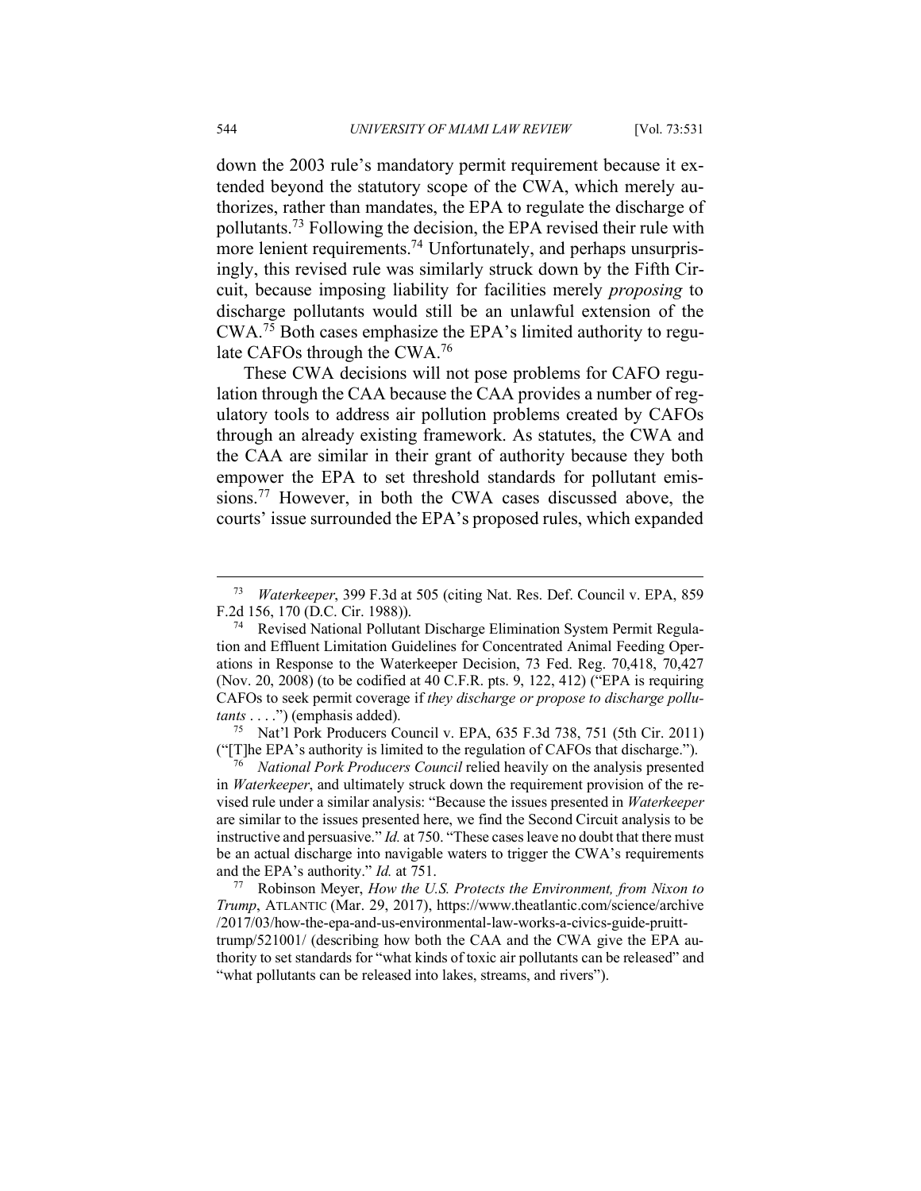down the 2003 rule's mandatory permit requirement because it extended beyond the statutory scope of the CWA, which merely authorizes, rather than mandates, the EPA to regulate the discharge of pollutants.[73] Following the decision, the EPA revised their rule with more lenient requirements.[74] Unfortunately, and perhaps unsurprisingly, this revised rule was similarly struck down by the Fifth Circuit, because imposing liability for facilities merely *proposing* to discharge pollutants would still be an unlawful extension of the CWA.[75] Both cases emphasize the EPA's limited authority to regulate CAFOs through the CWA.[76]

These CWA decisions will not pose problems for CAFO regulation through the CAA because the CAA provides a number of regulatory tools to address air pollution problems created by CAFOs through an already existing framework. As statutes, the CWA and the CAA are similar in their grant of authority because they both empower the EPA to set threshold standards for pollutant emissions.[77] However, in both the CWA cases discussed above, the courts' issue surrounded the EPA's proposed rules, which expanded

---

[73] *Waterkeeper*, 399 F.3d at 505 (citing Nat. Res. Def. Council v. EPA, 859 F.2d 156, 170 (D.C. Cir. 1988)).

[74] Revised National Pollutant Discharge Elimination System Permit Regulation and Effluent Limitation Guidelines for Concentrated Animal Feeding Operations in Response to the Waterkeeper Decision, 73 Fed. Reg. 70,418, 70,427 (Nov. 20, 2008) (to be codified at 40 C.F.R. pts. 9, 122, 412) ("EPA is requiring CAFOs to seek permit coverage if *they discharge or propose to discharge pollutants* . . . .") (emphasis added).

[75] Nat'l Pork Producers Council v. EPA, 635 F.3d 738, 751 (5th Cir. 2011) ("[T]he EPA's authority is limited to the regulation of CAFOs that discharge.").

[76] *National Pork Producers Council* relied heavily on the analysis presented in *Waterkeeper*, and ultimately struck down the requirement provision of the revised rule under a similar analysis: "Because the issues presented in *Waterkeeper* are similar to the issues presented here, we find the Second Circuit analysis to be instructive and persuasive." *Id.* at 750. "These cases leave no doubt that there must be an actual discharge into navigable waters to trigger the CWA's requirements and the EPA's authority." *Id.* at 751.

[77] Robinson Meyer, *How the U.S. Protects the Environment, from Nixon to Trump*, ATLANTIC (Mar. 29, 2017), https://www.theatlantic.com/science/archive/2017/03/how-the-epa-and-us-environmental-law-works-a-civics-guide-pruitt-trump/521001/ (describing how both the CAA and the CWA give the EPA authority to set standards for "what kinds of toxic air pollutants can be released" and "what pollutants can be released into lakes, streams, and rivers").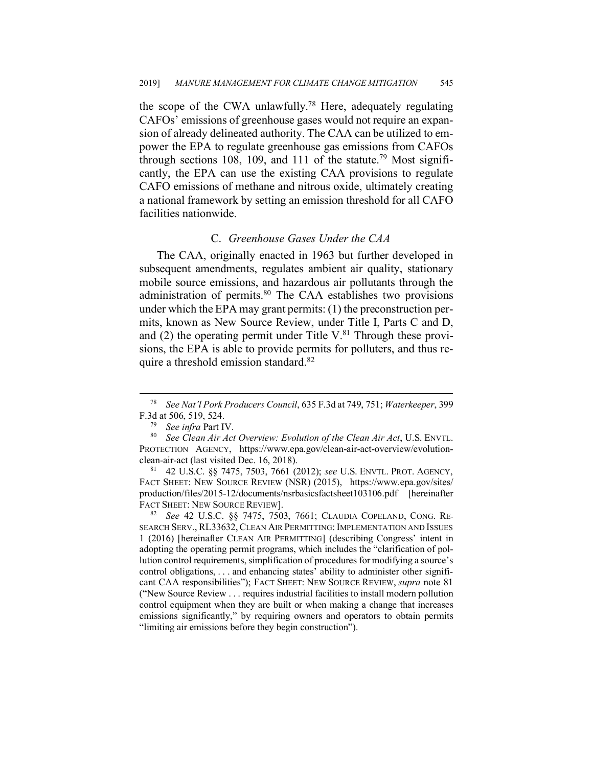the scope of the CWA unlawfully.[78] Here, adequately regulating CAFOs' emissions of greenhouse gases would not require an expansion of already delineated authority. The CAA can be utilized to empower the EPA to regulate greenhouse gas emissions from CAFOs through sections 108, 109, and 111 of the statute.[79] Most significantly, the EPA can use the existing CAA provisions to regulate CAFO emissions of methane and nitrous oxide, ultimately creating a national framework by setting an emission threshold for all CAFO facilities nationwide.

### C. *Greenhouse Gases Under the CAA*

The CAA, originally enacted in 1963 but further developed in subsequent amendments, regulates ambient air quality, stationary mobile source emissions, and hazardous air pollutants through the administration of permits.[80] The CAA establishes two provisions under which the EPA may grant permits: (1) the preconstruction permits, known as New Source Review, under Title I, Parts C and D, and (2) the operating permit under Title V.[81] Through these provisions, the EPA is able to provide permits for polluters, and thus require a threshold emission standard.[82]

---

[78] *See Nat'l Pork Producers Council*, 635 F.3d at 749, 751; *Waterkeeper*, 399 F.3d at 506, 519, 524.

[79] *See infra* Part IV.

[80] *See Clean Air Act Overview: Evolution of the Clean Air Act*, U.S. ENVTL. PROTECTION AGENCY, https://www.epa.gov/clean-air-act-overview/evolution-clean-air-act (last visited Dec. 16, 2018).

[81] 42 U.S.C. §§ 7475, 7503, 7661 (2012); *see* U.S. ENVTL. PROT. AGENCY, FACT SHEET: NEW SOURCE REVIEW (NSR) (2015), https://www.epa.gov/sites/production/files/2015-12/documents/nsrbasicsfactsheet103106.pdf [hereinafter FACT SHEET: NEW SOURCE REVIEW].

[82] *See* 42 U.S.C. §§ 7475, 7503, 7661; CLAUDIA COPELAND, CONG. RESEARCH SERV., RL33632, CLEAN AIR PERMITTING: IMPLEMENTATION AND ISSUES 1 (2016) [hereinafter CLEAN AIR PERMITTING] (describing Congress' intent in adopting the operating permit programs, which includes the "clarification of pollution control requirements, simplification of procedures for modifying a source's control obligations, . . . and enhancing states' ability to administer other significant CAA responsibilities"); FACT SHEET: NEW SOURCE REVIEW, *supra* note 81 ("New Source Review . . . requires industrial facilities to install modern pollution control equipment when they are built or when making a change that increases emissions significantly," by requiring owners and operators to obtain permits "limiting air emissions before they begin construction").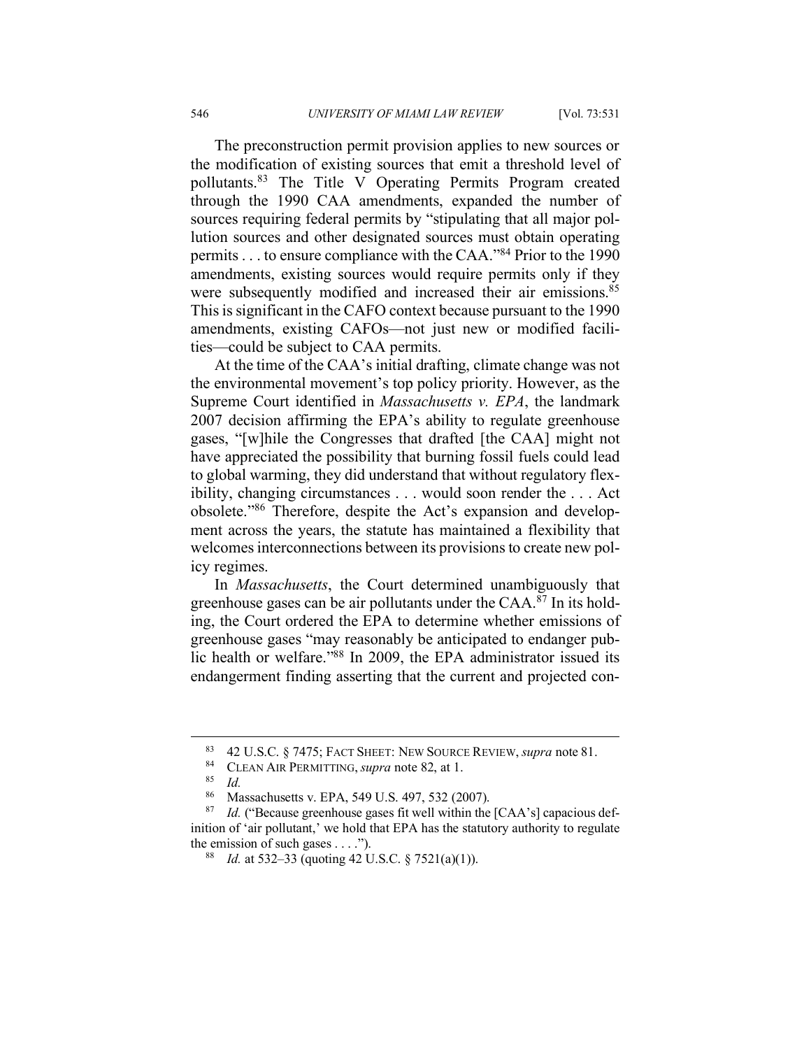The preconstruction permit provision applies to new sources or the modification of existing sources that emit a threshold level of pollutants.[83] The Title V Operating Permits Program created through the 1990 CAA amendments, expanded the number of sources requiring federal permits by "stipulating that all major pollution sources and other designated sources must obtain operating permits . . . to ensure compliance with the CAA."[84] Prior to the 1990 amendments, existing sources would require permits only if they were subsequently modified and increased their air emissions.[85] This is significant in the CAFO context because pursuant to the 1990 amendments, existing CAFOs—not just new or modified facilities—could be subject to CAA permits.

At the time of the CAA's initial drafting, climate change was not the environmental movement's top policy priority. However, as the Supreme Court identified in *Massachusetts v. EPA*, the landmark 2007 decision affirming the EPA's ability to regulate greenhouse gases, "[w]hile the Congresses that drafted [the CAA] might not have appreciated the possibility that burning fossil fuels could lead to global warming, they did understand that without regulatory flexibility, changing circumstances . . . would soon render the . . . Act obsolete."[86] Therefore, despite the Act's expansion and development across the years, the statute has maintained a flexibility that welcomes interconnections between its provisions to create new policy regimes.

In *Massachusetts*, the Court determined unambiguously that greenhouse gases can be air pollutants under the CAA.[87] In its holding, the Court ordered the EPA to determine whether emissions of greenhouse gases "may reasonably be anticipated to endanger public health or welfare."[88] In 2009, the EPA administrator issued its endangerment finding asserting that the current and projected con-

---

[83] 42 U.S.C. § 7475; FACT SHEET: NEW SOURCE REVIEW, *supra* note 81.

[84] CLEAN AIR PERMITTING, *supra* note 82, at 1.

[85] *Id.*

[86] Massachusetts v. EPA, 549 U.S. 497, 532 (2007).

[87] *Id.* ("Because greenhouse gases fit well within the [CAA's] capacious definition of 'air pollutant,' we hold that EPA has the statutory authority to regulate the emission of such gases . . . .").

[88] *Id.* at 532–33 (quoting 42 U.S.C. § 7521(a)(1)).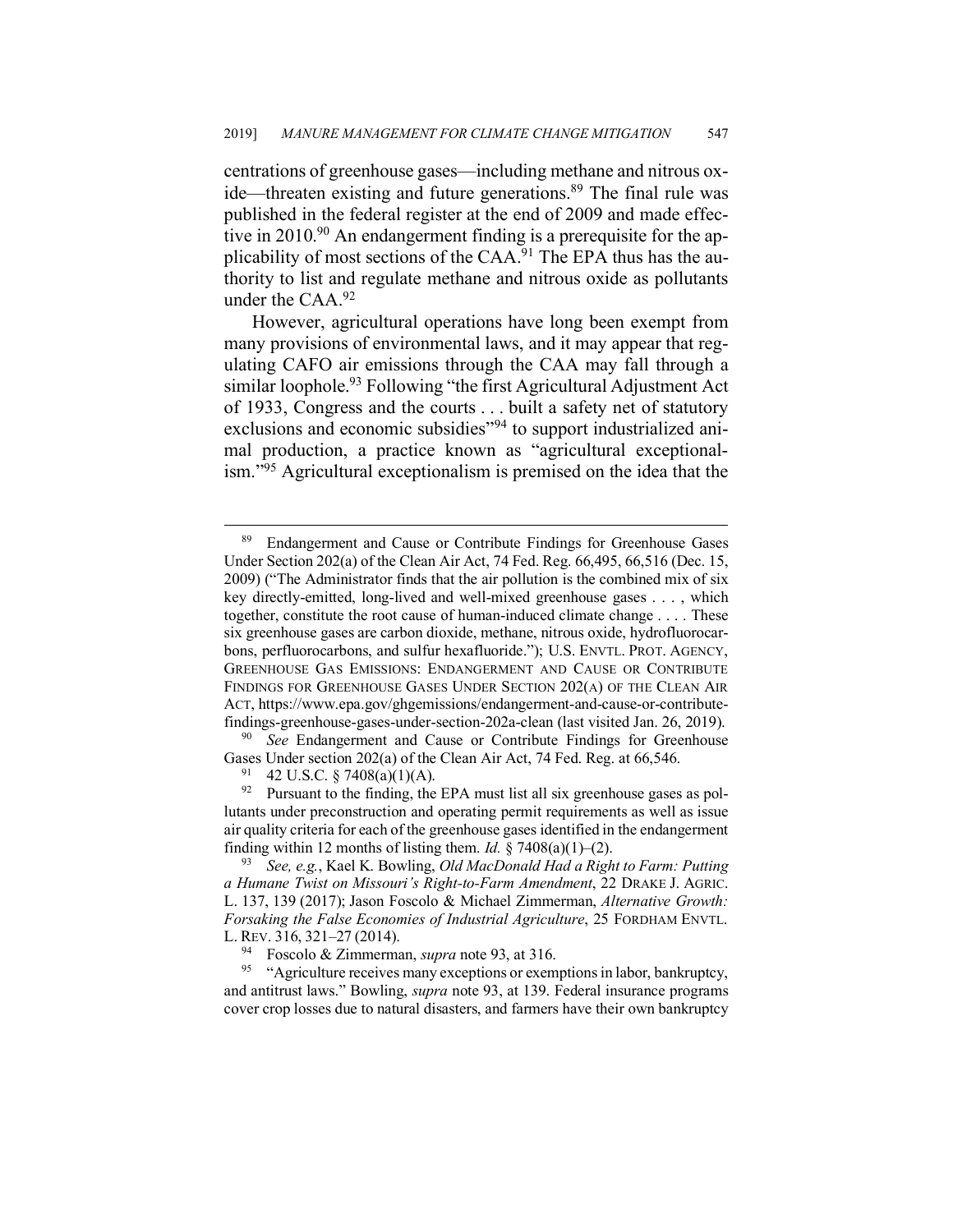centrations of greenhouse gases—including methane and nitrous oxide—threaten existing and future generations.[89] The final rule was published in the federal register at the end of 2009 and made effective in 2010.[90] An endangerment finding is a prerequisite for the applicability of most sections of the CAA.[91] The EPA thus has the authority to list and regulate methane and nitrous oxide as pollutants under the CAA.[92]

However, agricultural operations have long been exempt from many provisions of environmental laws, and it may appear that regulating CAFO air emissions through the CAA may fall through a similar loophole.[93] Following "the first Agricultural Adjustment Act of 1933, Congress and the courts . . . built a safety net of statutory exclusions and economic subsidies"[94] to support industrialized animal production, a practice known as "agricultural exceptionalism."[95] Agricultural exceptionalism is premised on the idea that the

---

[89] Endangerment and Cause or Contribute Findings for Greenhouse Gases Under Section 202(a) of the Clean Air Act, 74 Fed. Reg. 66,495, 66,516 (Dec. 15, 2009) ("The Administrator finds that the air pollution is the combined mix of six key directly-emitted, long-lived and well-mixed greenhouse gases . . . , which together, constitute the root cause of human-induced climate change . . . . These six greenhouse gases are carbon dioxide, methane, nitrous oxide, hydrofluorocarbons, perfluorocarbons, and sulfur hexafluoride."); U.S. ENVTL. PROT. AGENCY, GREENHOUSE GAS EMISSIONS: ENDANGERMENT AND CAUSE OR CONTRIBUTE FINDINGS FOR GREENHOUSE GASES UNDER SECTION 202(A) OF THE CLEAN AIR ACT, https://www.epa.gov/ghgemissions/endangerment-and-cause-or-contribute-findings-greenhouse-gases-under-section-202a-clean (last visited Jan. 26, 2019).

[90] *See* Endangerment and Cause or Contribute Findings for Greenhouse Gases Under section 202(a) of the Clean Air Act, 74 Fed. Reg. at 66,546.

[91] 42 U.S.C. § 7408(a)(1)(A).

[92] Pursuant to the finding, the EPA must list all six greenhouse gases as pollutants under preconstruction and operating permit requirements as well as issue air quality criteria for each of the greenhouse gases identified in the endangerment finding within 12 months of listing them. *Id.* § 7408(a)(1)–(2).

[93] *See, e.g.*, Kael K. Bowling, *Old MacDonald Had a Right to Farm: Putting a Humane Twist on Missouri's Right-to-Farm Amendment*, 22 DRAKE J. AGRIC. L. 137, 139 (2017); Jason Foscolo & Michael Zimmerman, *Alternative Growth: Forsaking the False Economies of Industrial Agriculture*, 25 FORDHAM ENVTL. L. REV. 316, 321–27 (2014).

[94] Foscolo & Zimmerman, *supra* note 93, at 316.

[95] "Agriculture receives many exceptions or exemptions in labor, bankruptcy, and antitrust laws." Bowling, *supra* note 93, at 139. Federal insurance programs cover crop losses due to natural disasters, and farmers have their own bankruptcy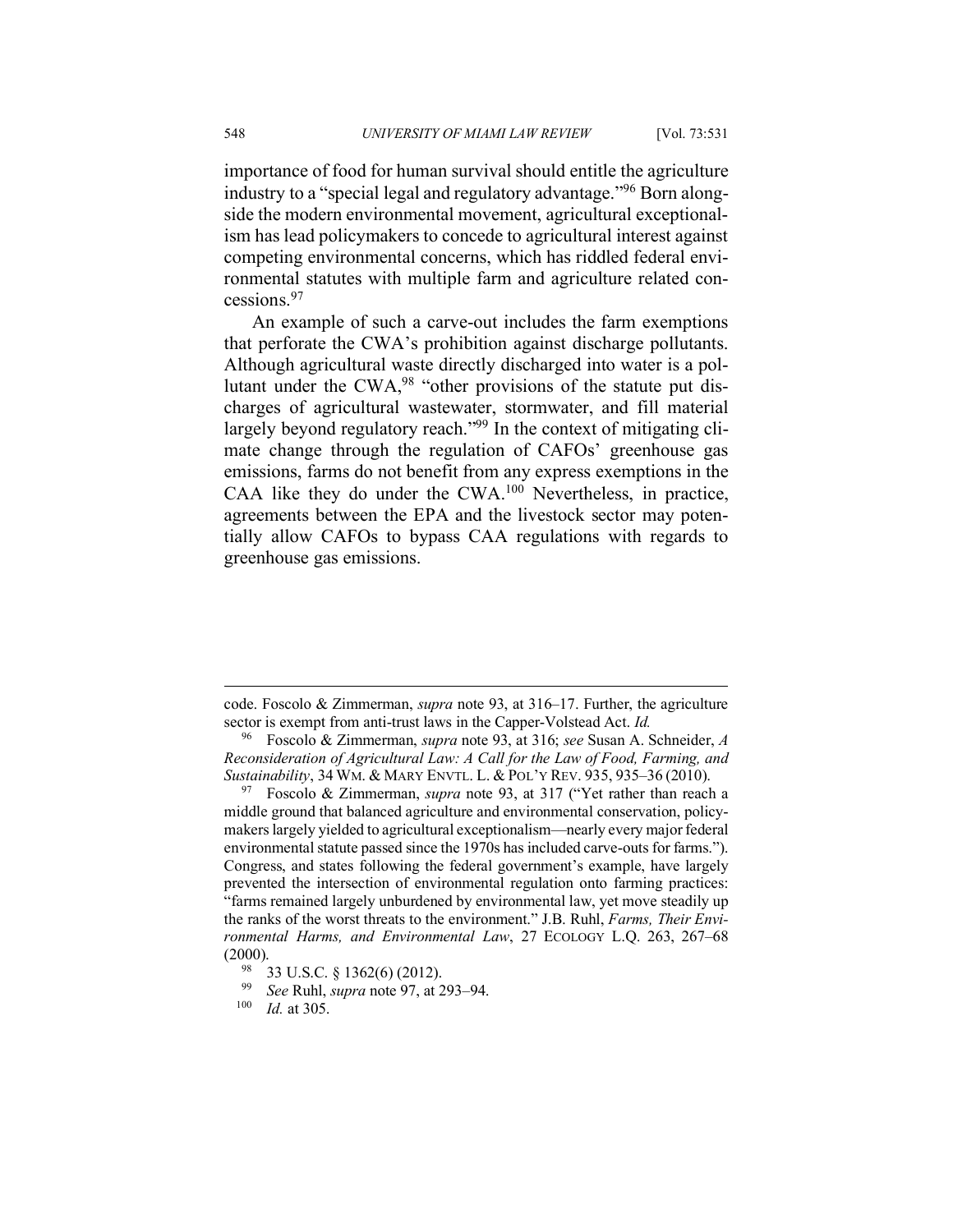importance of food for human survival should entitle the agriculture industry to a "special legal and regulatory advantage."[96] Born alongside the modern environmental movement, agricultural exceptionalism has lead policymakers to concede to agricultural interest against competing environmental concerns, which has riddled federal environmental statutes with multiple farm and agriculture related concessions.[97]

An example of such a carve-out includes the farm exemptions that perforate the CWA's prohibition against discharge pollutants. Although agricultural waste directly discharged into water is a pollutant under the CWA,[98] "other provisions of the statute put discharges of agricultural wastewater, stormwater, and fill material largely beyond regulatory reach."[99] In the context of mitigating climate change through the regulation of CAFOs' greenhouse gas emissions, farms do not benefit from any express exemptions in the CAA like they do under the CWA.[100] Nevertheless, in practice, agreements between the EPA and the livestock sector may potentially allow CAFOs to bypass CAA regulations with regards to greenhouse gas emissions.

---

code. Foscolo & Zimmerman, *supra* note 93, at 316–17. Further, the agriculture sector is exempt from anti-trust laws in the Capper-Volstead Act. *Id.*

[96] Foscolo & Zimmerman, *supra* note 93, at 316; *see* Susan A. Schneider, *A Reconsideration of Agricultural Law: A Call for the Law of Food, Farming, and Sustainability*, 34 WM. & MARY ENVTL. L. & POL'Y REV. 935, 935–36 (2010).

[97] Foscolo & Zimmerman, *supra* note 93, at 317 ("Yet rather than reach a middle ground that balanced agriculture and environmental conservation, policymakers largely yielded to agricultural exceptionalism—nearly every major federal environmental statute passed since the 1970s has included carve-outs for farms."). Congress, and states following the federal government's example, have largely prevented the intersection of environmental regulation onto farming practices: "farms remained largely unburdened by environmental law, yet move steadily up the ranks of the worst threats to the environment." J.B. Ruhl, *Farms, Their Environmental Harms, and Environmental Law*, 27 ECOLOGY L.Q. 263, 267–68 (2000).

[98] 33 U.S.C. § 1362(6) (2012).

[99] *See* Ruhl, *supra* note 97, at 293–94.

[100] *Id.* at 305.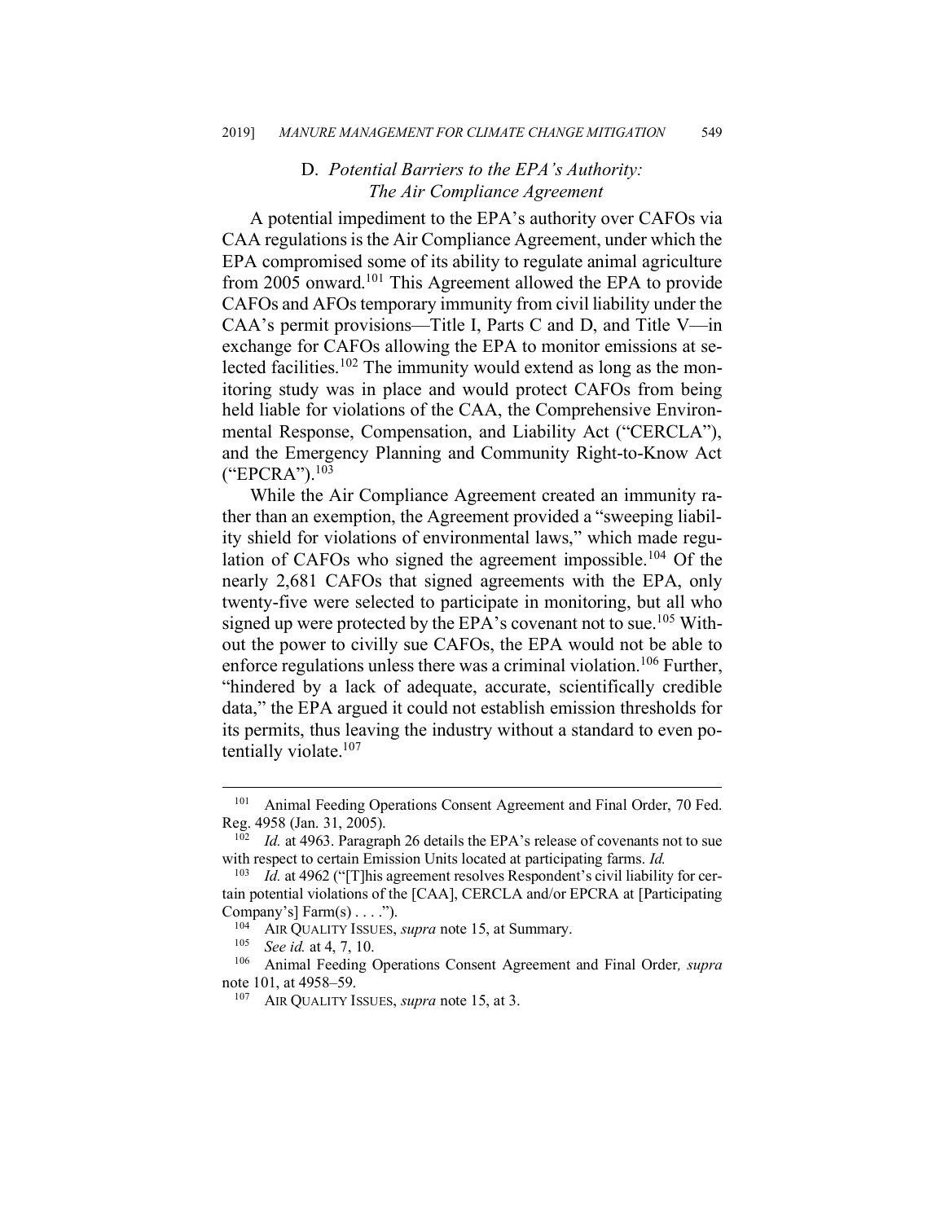### D. *Potential Barriers to the EPA's Authority: The Air Compliance Agreement*

A potential impediment to the EPA's authority over CAFOs via CAA regulations is the Air Compliance Agreement, under which the EPA compromised some of its ability to regulate animal agriculture from 2005 onward.[101] This Agreement allowed the EPA to provide CAFOs and AFOs temporary immunity from civil liability under the CAA's permit provisions—Title I, Parts C and D, and Title V—in exchange for CAFOs allowing the EPA to monitor emissions at selected facilities.[102] The immunity would extend as long as the monitoring study was in place and would protect CAFOs from being held liable for violations of the CAA, the Comprehensive Environmental Response, Compensation, and Liability Act ("CERCLA"), and the Emergency Planning and Community Right-to-Know Act ("EPCRA").[103]

While the Air Compliance Agreement created an immunity rather than an exemption, the Agreement provided a "sweeping liability shield for violations of environmental laws," which made regulation of CAFOs who signed the agreement impossible.[104] Of the nearly 2,681 CAFOs that signed agreements with the EPA, only twenty-five were selected to participate in monitoring, but all who signed up were protected by the EPA's covenant not to sue.[105] Without the power to civilly sue CAFOs, the EPA would not be able to enforce regulations unless there was a criminal violation.[106] Further, "hindered by a lack of adequate, accurate, scientifically credible data," the EPA argued it could not establish emission thresholds for its permits, thus leaving the industry without a standard to even potentially violate.[107]

---

[101] Animal Feeding Operations Consent Agreement and Final Order, 70 Fed. Reg. 4958 (Jan. 31, 2005).

[102] *Id.* at 4963. Paragraph 26 details the EPA's release of covenants not to sue with respect to certain Emission Units located at participating farms. *Id.*

[103] *Id.* at 4962 ("[T]his agreement resolves Respondent's civil liability for certain potential violations of the [CAA], CERCLA and/or EPCRA at [Participating Company's] Farm(s) . . . .").

[104] AIR QUALITY ISSUES, *supra* note 15, at Summary.

[105] *See id.* at 4, 7, 10.

[106] Animal Feeding Operations Consent Agreement and Final Order*, supra* note 101, at 4958–59.

[107] AIR QUALITY ISSUES, *supra* note 15, at 3.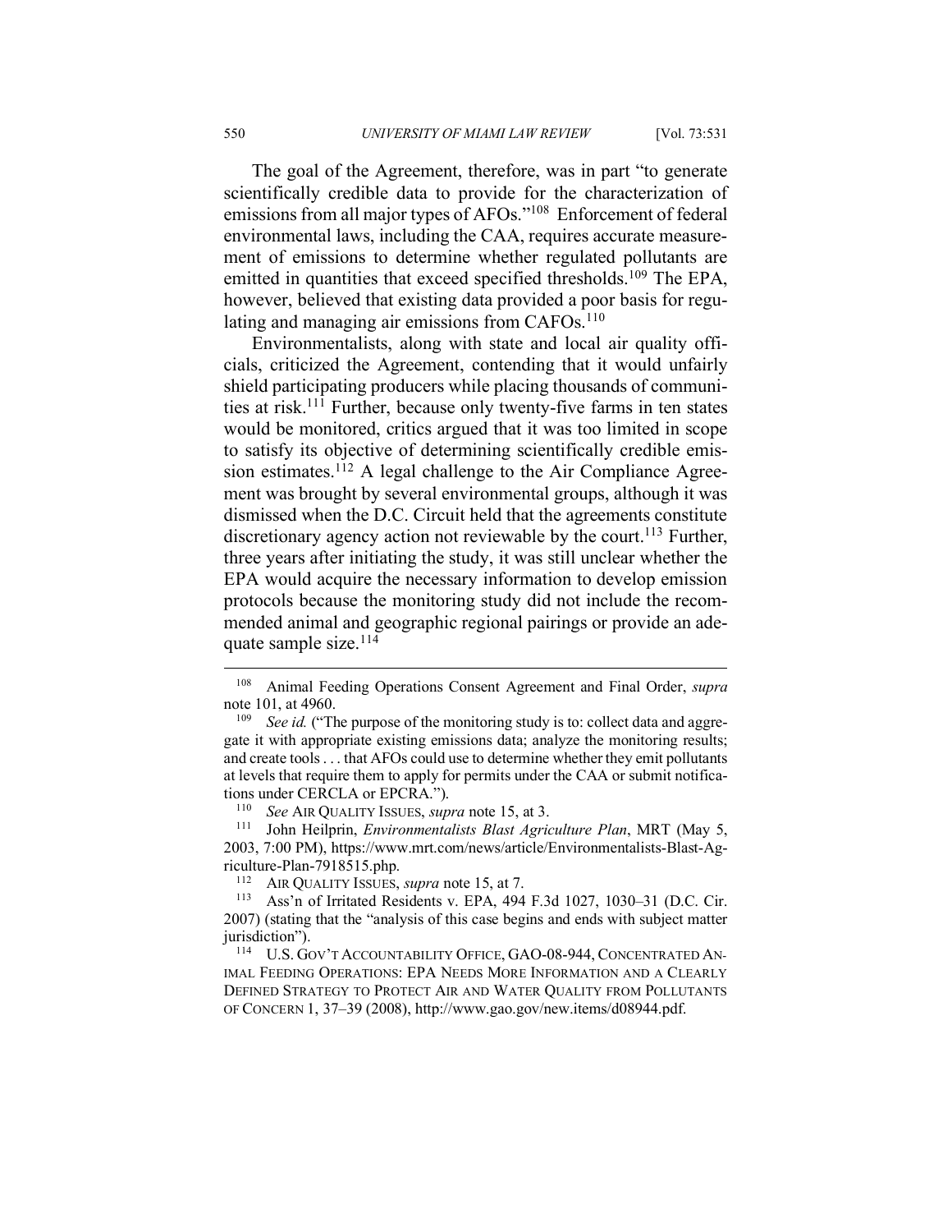The goal of the Agreement, therefore, was in part "to generate scientifically credible data to provide for the characterization of emissions from all major types of AFOs."[108] Enforcement of federal environmental laws, including the CAA, requires accurate measurement of emissions to determine whether regulated pollutants are emitted in quantities that exceed specified thresholds.[109] The EPA, however, believed that existing data provided a poor basis for regulating and managing air emissions from CAFOs.[110]

Environmentalists, along with state and local air quality officials, criticized the Agreement, contending that it would unfairly shield participating producers while placing thousands of communities at risk.[111] Further, because only twenty-five farms in ten states would be monitored, critics argued that it was too limited in scope to satisfy its objective of determining scientifically credible emission estimates.[112] A legal challenge to the Air Compliance Agreement was brought by several environmental groups, although it was dismissed when the D.C. Circuit held that the agreements constitute discretionary agency action not reviewable by the court.[113] Further, three years after initiating the study, it was still unclear whether the EPA would acquire the necessary information to develop emission protocols because the monitoring study did not include the recommended animal and geographic regional pairings or provide an adequate sample size.[114]

---

[108] Animal Feeding Operations Consent Agreement and Final Order, *supra* note 101, at 4960.

[109] *See id.* ("The purpose of the monitoring study is to: collect data and aggregate it with appropriate existing emissions data; analyze the monitoring results; and create tools . . . that AFOs could use to determine whether they emit pollutants at levels that require them to apply for permits under the CAA or submit notifications under CERCLA or EPCRA.").

[110] *See* AIR QUALITY ISSUES, *supra* note 15, at 3.

[111] John Heilprin, *Environmentalists Blast Agriculture Plan*, MRT (May 5, 2003, 7:00 PM), https://www.mrt.com/news/article/Environmentalists-Blast-Agriculture-Plan-7918515.php.

[112] AIR QUALITY ISSUES, *supra* note 15, at 7.

[113] Ass'n of Irritated Residents v. EPA, 494 F.3d 1027, 1030–31 (D.C. Cir. 2007) (stating that the "analysis of this case begins and ends with subject matter jurisdiction").

[114] U.S. GOV'T ACCOUNTABILITY OFFICE, GAO-08-944, CONCENTRATED ANIMAL FEEDING OPERATIONS: EPA NEEDS MORE INFORMATION AND A CLEARLY DEFINED STRATEGY TO PROTECT AIR AND WATER QUALITY FROM POLLUTANTS OF CONCERN 1, 37–39 (2008), http://www.gao.gov/new.items/d08944.pdf.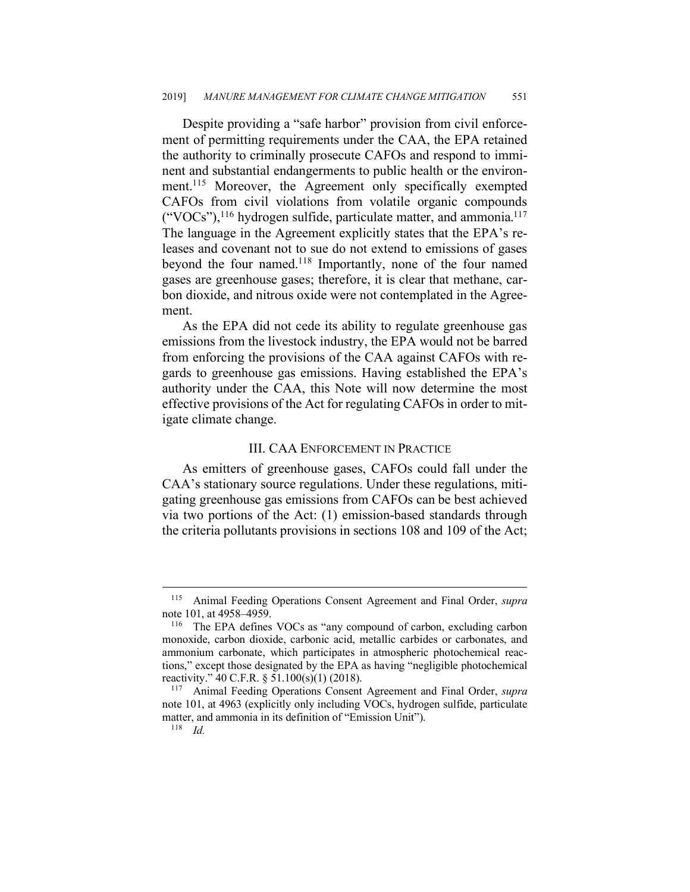Despite providing a "safe harbor" provision from civil enforcement of permitting requirements under the CAA, the EPA retained the authority to criminally prosecute CAFOs and respond to imminent and substantial endangerments to public health or the environment.[115] Moreover, the Agreement only specifically exempted CAFOs from civil violations from volatile organic compounds ("VOCs"),[116] hydrogen sulfide, particulate matter, and ammonia.[117] The language in the Agreement explicitly states that the EPA's releases and covenant not to sue do not extend to emissions of gases beyond the four named.[118] Importantly, none of the four named gases are greenhouse gases; therefore, it is clear that methane, carbon dioxide, and nitrous oxide were not contemplated in the Agreement.

As the EPA did not cede its ability to regulate greenhouse gas emissions from the livestock industry, the EPA would not be barred from enforcing the provisions of the CAA against CAFOs with regards to greenhouse gas emissions. Having established the EPA's authority under the CAA, this Note will now determine the most effective provisions of the Act for regulating CAFOs in order to mitigate climate change.

## III. CAA ENFORCEMENT IN PRACTICE

As emitters of greenhouse gases, CAFOs could fall under the CAA's stationary source regulations. Under these regulations, mitigating greenhouse gas emissions from CAFOs can be best achieved via two portions of the Act: (1) emission-based standards through the criteria pollutants provisions in sections 108 and 109 of the Act;

---

[115] Animal Feeding Operations Consent Agreement and Final Order, *supra* note 101, at 4958–4959.

[116] The EPA defines VOCs as "any compound of carbon, excluding carbon monoxide, carbon dioxide, carbonic acid, metallic carbides or carbonates, and ammonium carbonate, which participates in atmospheric photochemical reactions," except those designated by the EPA as having "negligible photochemical reactivity." 40 C.F.R. § 51.100(s)(1) (2018).

[117] Animal Feeding Operations Consent Agreement and Final Order, *supra* note 101, at 4963 (explicitly only including VOCs, hydrogen sulfide, particulate matter, and ammonia in its definition of "Emission Unit").

[118] *Id.*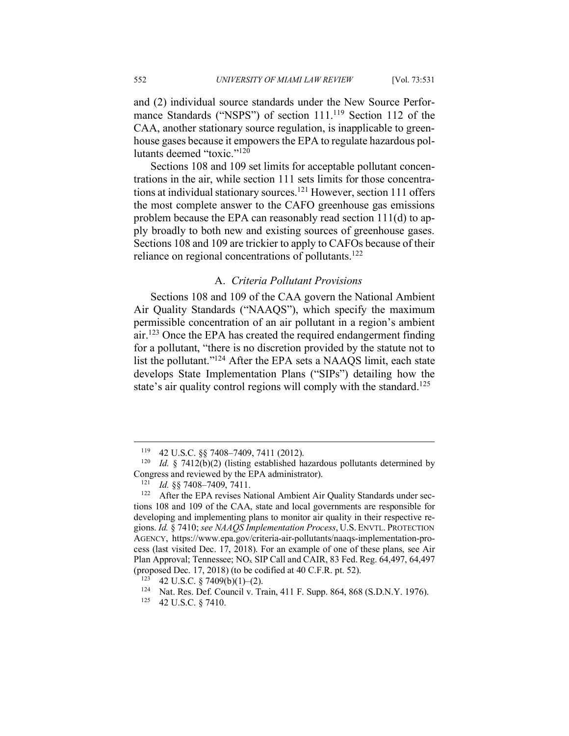and (2) individual source standards under the New Source Performance Standards ("NSPS") of section 111.[119] Section 112 of the CAA, another stationary source regulation, is inapplicable to greenhouse gases because it empowers the EPA to regulate hazardous pollutants deemed "toxic."[120]

Sections 108 and 109 set limits for acceptable pollutant concentrations in the air, while section 111 sets limits for those concentrations at individual stationary sources.[121] However, section 111 offers the most complete answer to the CAFO greenhouse gas emissions problem because the EPA can reasonably read section 111(d) to apply broadly to both new and existing sources of greenhouse gases. Sections 108 and 109 are trickier to apply to CAFOs because of their reliance on regional concentrations of pollutants.[122]

### A. *Criteria Pollutant Provisions*

Sections 108 and 109 of the CAA govern the National Ambient Air Quality Standards ("NAAQS"), which specify the maximum permissible concentration of an air pollutant in a region's ambient air.[123] Once the EPA has created the required endangerment finding for a pollutant, "there is no discretion provided by the statute not to list the pollutant."[124] After the EPA sets a NAAQS limit, each state develops State Implementation Plans ("SIPs") detailing how the state's air quality control regions will comply with the standard.[125]

---

[119] 42 U.S.C. §§ 7408–7409, 7411 (2012).

[120] *Id.* § 7412(b)(2) (listing established hazardous pollutants determined by Congress and reviewed by the EPA administrator).

[121] *Id.* §§ 7408–7409, 7411.

[122] After the EPA revises National Ambient Air Quality Standards under sections 108 and 109 of the CAA, state and local governments are responsible for developing and implementing plans to monitor air quality in their respective regions. *Id.* § 7410; *see NAAQS Implementation Process*, U.S. ENVTL. PROTECTION AGENCY, https://www.epa.gov/criteria-air-pollutants/naaqs-implementation-process (last visited Dec. 17, 2018). For an example of one of these plans, see Air Plan Approval; Tennessee; $NO_x$ SIP Call and CAIR, 83 Fed. Reg. 64,497, 64,497 (proposed Dec. 17, 2018) (to be codified at 40 C.F.R. pt. 52).

[123] 42 U.S.C. § 7409(b)(1)–(2).

[124] Nat. Res. Def. Council v. Train, 411 F. Supp. 864, 868 (S.D.N.Y. 1976).

[125] 42 U.S.C. § 7410.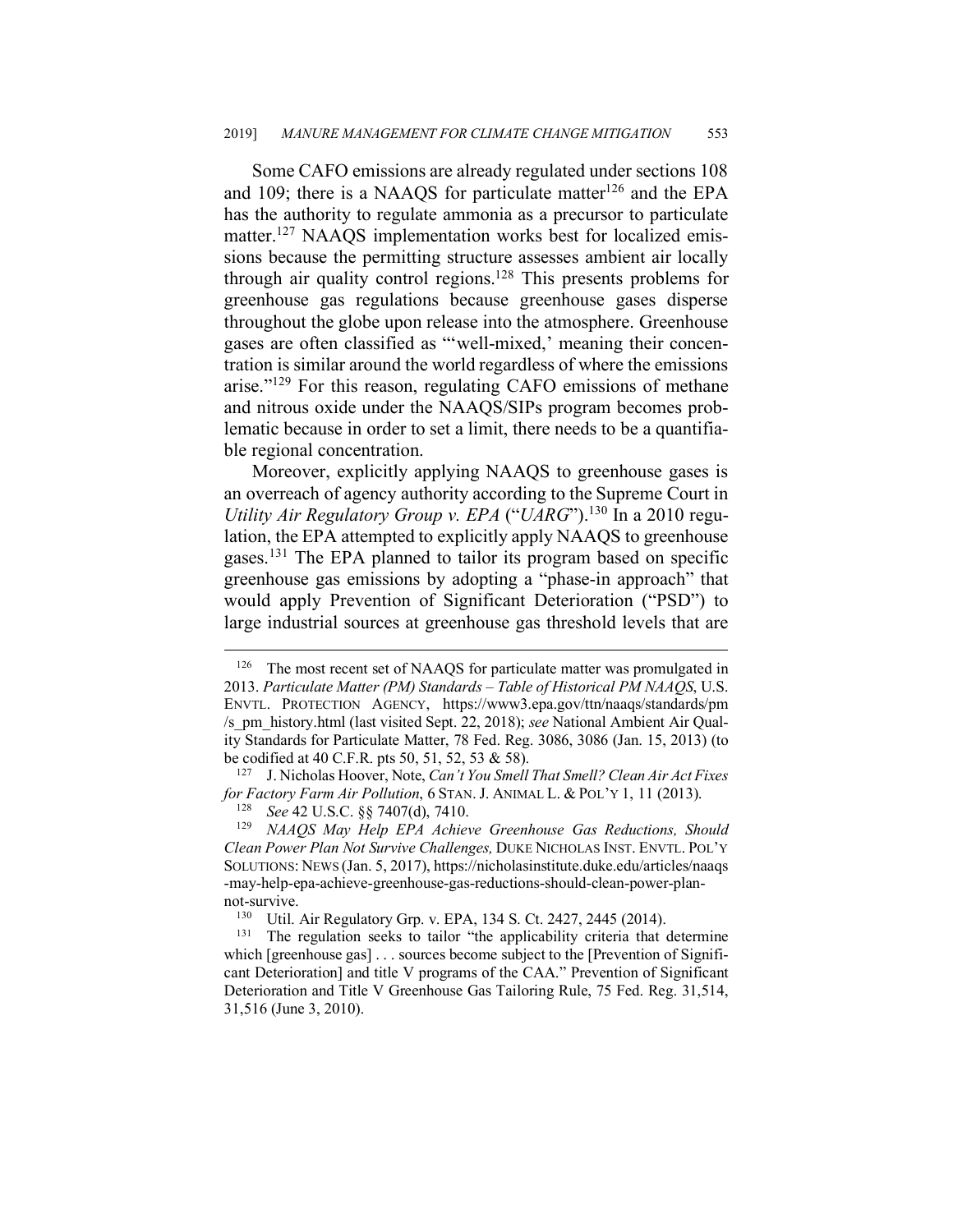Some CAFO emissions are already regulated under sections 108 and 109; there is a NAAQS for particulate matter[126] and the EPA has the authority to regulate ammonia as a precursor to particulate matter.[127] NAAQS implementation works best for localized emissions because the permitting structure assesses ambient air locally through air quality control regions.[128] This presents problems for greenhouse gas regulations because greenhouse gases disperse throughout the globe upon release into the atmosphere. Greenhouse gases are often classified as "'well-mixed,' meaning their concentration is similar around the world regardless of where the emissions arise."[129] For this reason, regulating CAFO emissions of methane and nitrous oxide under the NAAQS/SIPs program becomes problematic because in order to set a limit, there needs to be a quantifiable regional concentration.

Moreover, explicitly applying NAAQS to greenhouse gases is an overreach of agency authority according to the Supreme Court in *Utility Air Regulatory Group v. EPA* ("*UARG*").[130] In a 2010 regulation, the EPA attempted to explicitly apply NAAQS to greenhouse gases.[131] The EPA planned to tailor its program based on specific greenhouse gas emissions by adopting a "phase-in approach" that would apply Prevention of Significant Deterioration ("PSD") to large industrial sources at greenhouse gas threshold levels that are

---

[126] The most recent set of NAAQS for particulate matter was promulgated in 2013. *Particulate Matter (PM) Standards – Table of Historical PM NAAQS*, U.S. ENVTL. PROTECTION AGENCY, https://www3.epa.gov/ttn/naaqs/standards/pm/s_pm_history.html (last visited Sept. 22, 2018); *see* National Ambient Air Quality Standards for Particulate Matter, 78 Fed. Reg. 3086, 3086 (Jan. 15, 2013) (to be codified at 40 C.F.R. pts 50, 51, 52, 53 & 58).

[127] J. Nicholas Hoover, Note, *Can't You Smell That Smell? Clean Air Act Fixes for Factory Farm Air Pollution*, 6 STAN. J. ANIMAL L. & POL'Y 1, 11 (2013).

[128] *See* 42 U.S.C. §§ 7407(d), 7410.

[129] *NAAQS May Help EPA Achieve Greenhouse Gas Reductions, Should Clean Power Plan Not Survive Challenges,* DUKE NICHOLAS INST. ENVTL. POL'Y SOLUTIONS: NEWS (Jan. 5, 2017), https://nicholasinstitute.duke.edu/articles/naaqs-may-help-epa-achieve-greenhouse-gas-reductions-should-clean-power-plan-not-survive.

[130] Util. Air Regulatory Grp. v. EPA, 134 S. Ct. 2427, 2445 (2014).

[131] The regulation seeks to tailor "the applicability criteria that determine which [greenhouse gas] . . . sources become subject to the [Prevention of Significant Deterioration] and title V programs of the CAA." Prevention of Significant Deterioration and Title V Greenhouse Gas Tailoring Rule, 75 Fed. Reg. 31,514, 31,516 (June 3, 2010).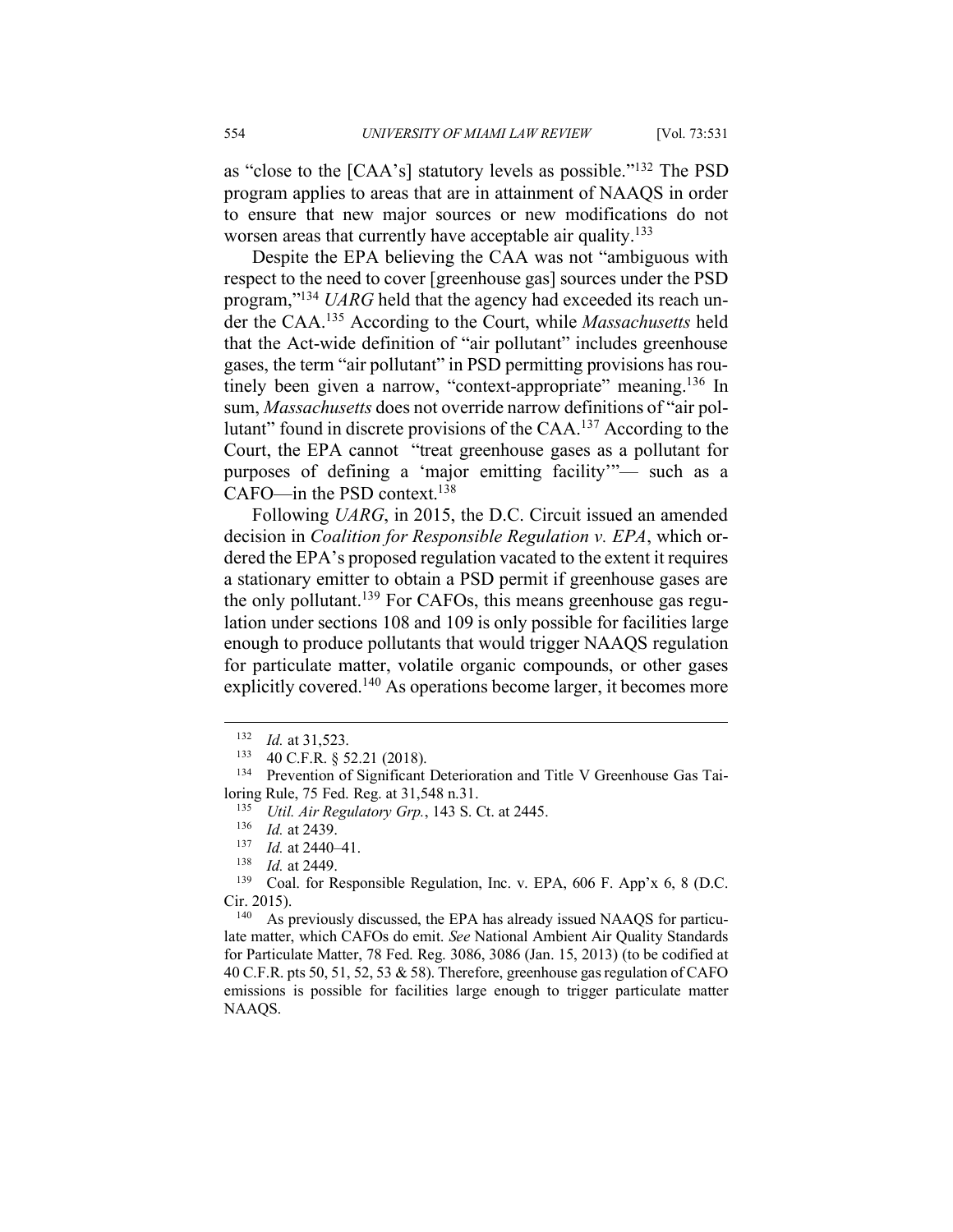as "close to the [CAA's] statutory levels as possible."[132] The PSD program applies to areas that are in attainment of NAAQS in order to ensure that new major sources or new modifications do not worsen areas that currently have acceptable air quality.[133]

Despite the EPA believing the CAA was not "ambiguous with respect to the need to cover [greenhouse gas] sources under the PSD program,"[134] *UARG* held that the agency had exceeded its reach under the CAA.[135] According to the Court, while *Massachusetts* held that the Act-wide definition of "air pollutant" includes greenhouse gases, the term "air pollutant" in PSD permitting provisions has routinely been given a narrow, "context-appropriate" meaning.[136] In sum, *Massachusetts* does not override narrow definitions of "air pollutant" found in discrete provisions of the CAA.[137] According to the Court, the EPA cannot "treat greenhouse gases as a pollutant for purposes of defining a 'major emitting facility'"— such as a CAFO—in the PSD context.[138]

Following *UARG*, in 2015, the D.C. Circuit issued an amended decision in *Coalition for Responsible Regulation v. EPA*, which ordered the EPA's proposed regulation vacated to the extent it requires a stationary emitter to obtain a PSD permit if greenhouse gases are the only pollutant.[139] For CAFOs, this means greenhouse gas regulation under sections 108 and 109 is only possible for facilities large enough to produce pollutants that would trigger NAAQS regulation for particulate matter, volatile organic compounds, or other gases explicitly covered.[140] As operations become larger, it becomes more

---

[132] *Id.* at 31,523.

[133] 40 C.F.R. § 52.21 (2018).

[134] Prevention of Significant Deterioration and Title V Greenhouse Gas Tailoring Rule, 75 Fed. Reg. at 31,548 n.31.

[135] *Util. Air Regulatory Grp.*, 143 S. Ct. at 2445.

[136] *Id.* at 2439.

[137] *Id.* at 2440–41.

[138] *Id.* at 2449.

[139] Coal. for Responsible Regulation, Inc. v. EPA, 606 F. App'x 6, 8 (D.C. Cir. 2015).

[140] As previously discussed, the EPA has already issued NAAQS for particulate matter, which CAFOs do emit. *See* National Ambient Air Quality Standards for Particulate Matter, 78 Fed. Reg. 3086, 3086 (Jan. 15, 2013) (to be codified at 40 C.F.R. pts 50, 51, 52, 53 & 58). Therefore, greenhouse gas regulation of CAFO emissions is possible for facilities large enough to trigger particulate matter NAAQS.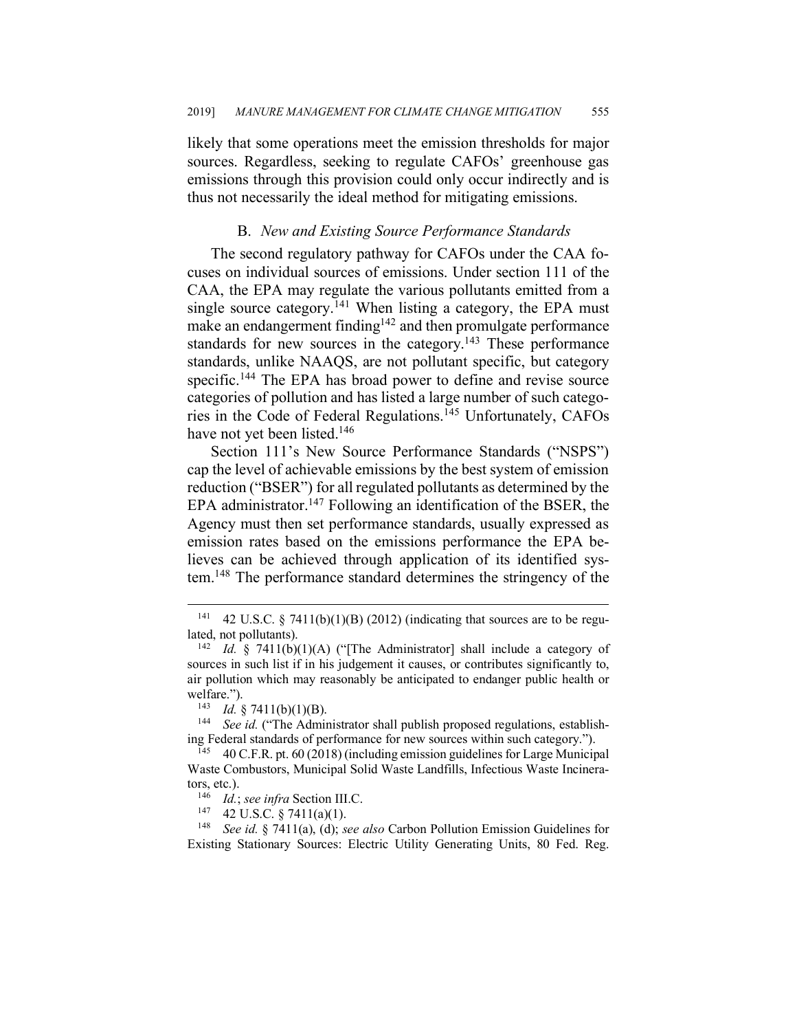likely that some operations meet the emission thresholds for major sources. Regardless, seeking to regulate CAFOs' greenhouse gas emissions through this provision could only occur indirectly and is thus not necessarily the ideal method for mitigating emissions.

### B. *New and Existing Source Performance Standards*

The second regulatory pathway for CAFOs under the CAA focuses on individual sources of emissions. Under section 111 of the CAA, the EPA may regulate the various pollutants emitted from a single source category.[141] When listing a category, the EPA must make an endangerment finding[142] and then promulgate performance standards for new sources in the category.[143] These performance standards, unlike NAAQS, are not pollutant specific, but category specific.[144] The EPA has broad power to define and revise source categories of pollution and has listed a large number of such categories in the Code of Federal Regulations.[145] Unfortunately, CAFOs have not yet been listed.[146]

Section 111's New Source Performance Standards ("NSPS") cap the level of achievable emissions by the best system of emission reduction ("BSER") for all regulated pollutants as determined by the EPA administrator.[147] Following an identification of the BSER, the Agency must then set performance standards, usually expressed as emission rates based on the emissions performance the EPA believes can be achieved through application of its identified system.[148] The performance standard determines the stringency of the

---

[141] 42 U.S.C. § 7411(b)(1)(B) (2012) (indicating that sources are to be regulated, not pollutants).

[142] *Id.* § 7411(b)(1)(A) ("[The Administrator] shall include a category of sources in such list if in his judgement it causes, or contributes significantly to, air pollution which may reasonably be anticipated to endanger public health or welfare.").

[143] *Id.* § 7411(b)(1)(B).

[144] *See id.* ("The Administrator shall publish proposed regulations, establishing Federal standards of performance for new sources within such category.").

[145] 40 C.F.R. pt. 60 (2018) (including emission guidelines for Large Municipal Waste Combustors, Municipal Solid Waste Landfills, Infectious Waste Incinerators, etc.).

[146] *Id.*; *see infra* Section III.C.

[147] 42 U.S.C. § 7411(a)(1).

[148] *See id.* § 7411(a), (d); *see also* Carbon Pollution Emission Guidelines for Existing Stationary Sources: Electric Utility Generating Units, 80 Fed. Reg.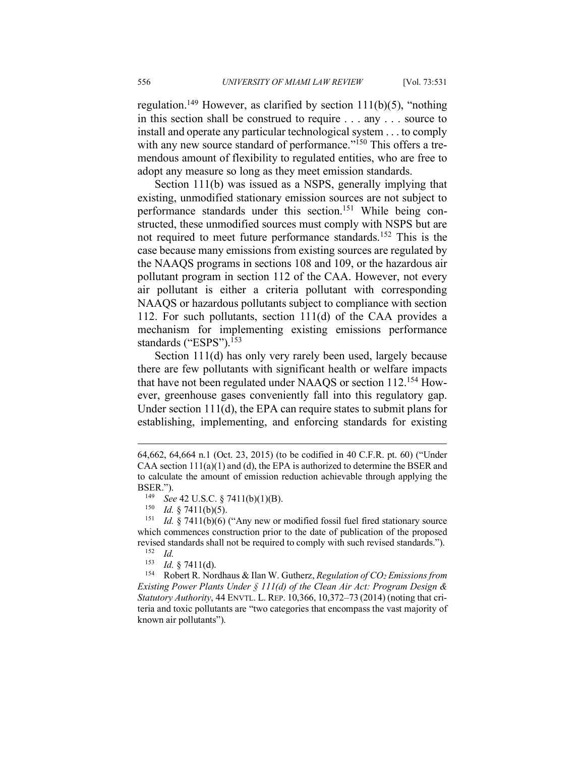regulation.[149] However, as clarified by section 111(b)(5), "nothing in this section shall be construed to require . . . any . . . source to install and operate any particular technological system . . . to comply with any new source standard of performance."[150] This offers a tremendous amount of flexibility to regulated entities, who are free to adopt any measure so long as they meet emission standards.

Section 111(b) was issued as a NSPS, generally implying that existing, unmodified stationary emission sources are not subject to performance standards under this section.[151] While being constructed, these unmodified sources must comply with NSPS but are not required to meet future performance standards.[152] This is the case because many emissions from existing sources are regulated by the NAAQS programs in sections 108 and 109, or the hazardous air pollutant program in section 112 of the CAA. However, not every air pollutant is either a criteria pollutant with corresponding NAAQS or hazardous pollutants subject to compliance with section 112. For such pollutants, section 111(d) of the CAA provides a mechanism for implementing existing emissions performance standards ("ESPS").[153]

Section 111(d) has only very rarely been used, largely because there are few pollutants with significant health or welfare impacts that have not been regulated under NAAQS or section 112.[154] However, greenhouse gases conveniently fall into this regulatory gap. Under section 111(d), the EPA can require states to submit plans for establishing, implementing, and enforcing standards for existing

---

64,662, 64,664 n.1 (Oct. 23, 2015) (to be codified in 40 C.F.R. pt. 60) ("Under CAA section 111(a)(1) and (d), the EPA is authorized to determine the BSER and to calculate the amount of emission reduction achievable through applying the BSER.").

[149] *See* 42 U.S.C. § 7411(b)(1)(B).

[150] *Id.* § 7411(b)(5).

[151] *Id.* § 7411(b)(6) ("Any new or modified fossil fuel fired stationary source which commences construction prior to the date of publication of the proposed revised standards shall not be required to comply with such revised standards.").

[152] *Id.*

[153] *Id.* § 7411(d).

[154] Robert R. Nordhaus & Ilan W. Gutherz, *Regulation of $CO_2$ Emissions from Existing Power Plants Under § 111(d) of the Clean Air Act: Program Design & Statutory Authority*, 44 ENVTL. L. REP. 10,366, 10,372–73 (2014) (noting that criteria and toxic pollutants are "two categories that encompass the vast majority of known air pollutants").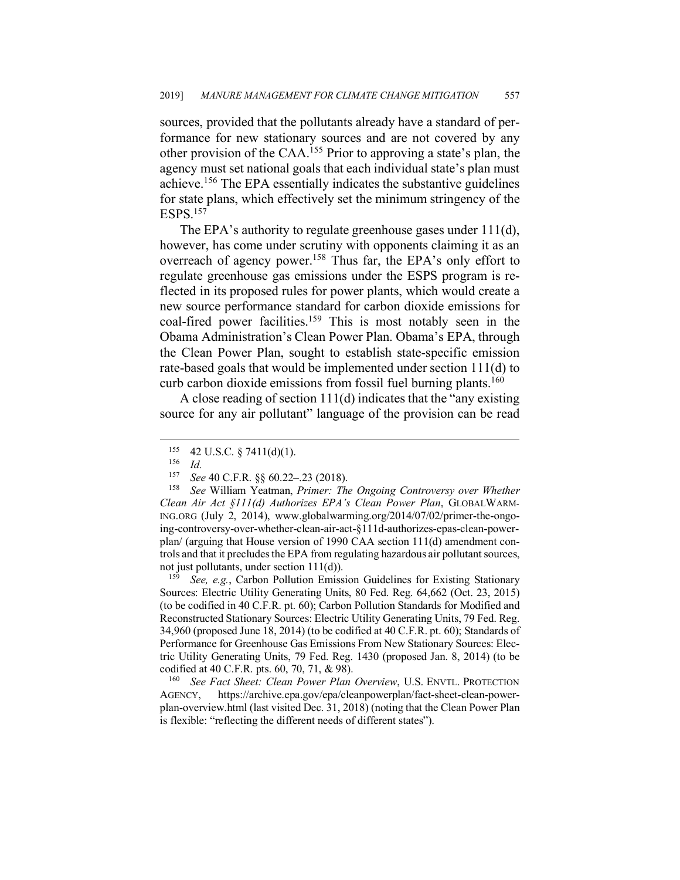sources, provided that the pollutants already have a standard of performance for new stationary sources and are not covered by any other provision of the CAA.[155] Prior to approving a state's plan, the agency must set national goals that each individual state's plan must achieve.[156] The EPA essentially indicates the substantive guidelines for state plans, which effectively set the minimum stringency of the ESPS.[157]

The EPA's authority to regulate greenhouse gases under 111(d), however, has come under scrutiny with opponents claiming it as an overreach of agency power.[158] Thus far, the EPA's only effort to regulate greenhouse gas emissions under the ESPS program is reflected in its proposed rules for power plants, which would create a new source performance standard for carbon dioxide emissions for coal-fired power facilities.[159] This is most notably seen in the Obama Administration's Clean Power Plan. Obama's EPA, through the Clean Power Plan, sought to establish state-specific emission rate-based goals that would be implemented under section 111(d) to curb carbon dioxide emissions from fossil fuel burning plants.[160]

A close reading of section 111(d) indicates that the "any existing source for any air pollutant" language of the provision can be read

---

[155] 42 U.S.C. § 7411(d)(1).

[156] *Id.*

[157] *See* 40 C.F.R. §§ 60.22–.23 (2018).

[158] *See* William Yeatman, *Primer: The Ongoing Controversy over Whether Clean Air Act §111(d) Authorizes EPA's Clean Power Plan*, GLOBALWARMING.ORG (July 2, 2014), www.globalwarming.org/2014/07/02/primer-the-ongoing-controversy-over-whether-clean-air-act-§111d-authorizes-epas-clean-power-plan/ (arguing that House version of 1990 CAA section 111(d) amendment controls and that it precludes the EPA from regulating hazardous air pollutant sources, not just pollutants, under section 111(d)).

[159] *See, e.g.*, Carbon Pollution Emission Guidelines for Existing Stationary Sources: Electric Utility Generating Units, 80 Fed. Reg. 64,662 (Oct. 23, 2015) (to be codified in 40 C.F.R. pt. 60); Carbon Pollution Standards for Modified and Reconstructed Stationary Sources: Electric Utility Generating Units, 79 Fed. Reg. 34,960 (proposed June 18, 2014) (to be codified at 40 C.F.R. pt. 60); Standards of Performance for Greenhouse Gas Emissions From New Stationary Sources: Electric Utility Generating Units, 79 Fed. Reg. 1430 (proposed Jan. 8, 2014) (to be codified at 40 C.F.R. pts. 60, 70, 71, & 98).

[160] *See Fact Sheet: Clean Power Plan Overview*, U.S. ENVTL. PROTECTION AGENCY, https://archive.epa.gov/epa/cleanpowerplan/fact-sheet-clean-power-plan-overview.html (last visited Dec. 31, 2018) (noting that the Clean Power Plan is flexible: "reflecting the different needs of different states").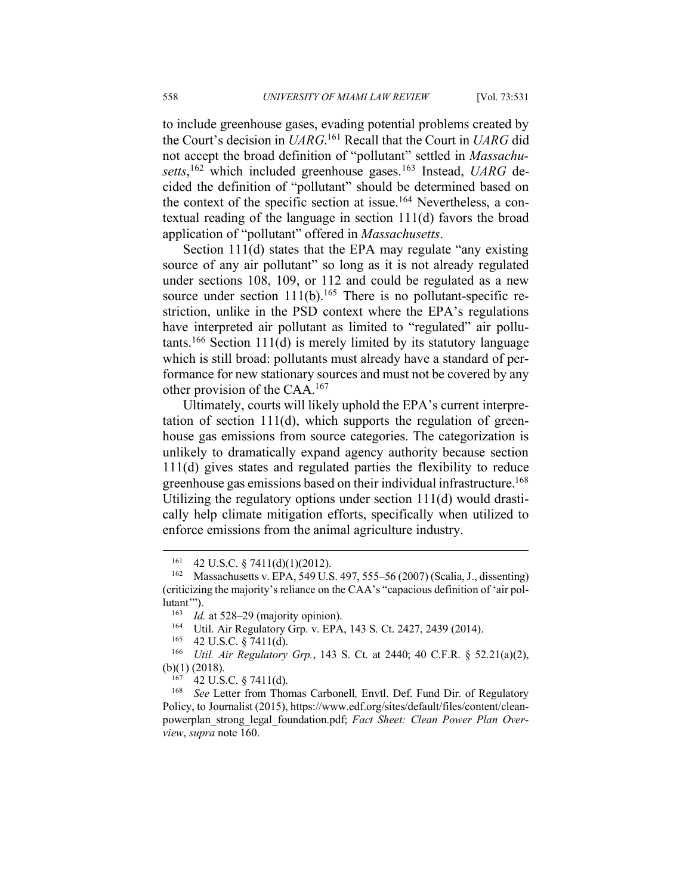to include greenhouse gases, evading potential problems created by the Court's decision in *UARG*.[161] Recall that the Court in *UARG* did not accept the broad definition of "pollutant" settled in *Massachusetts*,[162] which included greenhouse gases.[163] Instead, *UARG* decided the definition of "pollutant" should be determined based on the context of the specific section at issue.[164] Nevertheless, a contextual reading of the language in section 111(d) favors the broad application of "pollutant" offered in *Massachusetts*.

Section 111(d) states that the EPA may regulate "any existing source of any air pollutant" so long as it is not already regulated under sections 108, 109, or 112 and could be regulated as a new source under section 111(b).[165] There is no pollutant-specific restriction, unlike in the PSD context where the EPA's regulations have interpreted air pollutant as limited to "regulated" air pollutants.[166] Section 111(d) is merely limited by its statutory language which is still broad: pollutants must already have a standard of performance for new stationary sources and must not be covered by any other provision of the CAA.[167]

Ultimately, courts will likely uphold the EPA's current interpretation of section 111(d), which supports the regulation of greenhouse gas emissions from source categories. The categorization is unlikely to dramatically expand agency authority because section 111(d) gives states and regulated parties the flexibility to reduce greenhouse gas emissions based on their individual infrastructure.[168] Utilizing the regulatory options under section 111(d) would drastically help climate mitigation efforts, specifically when utilized to enforce emissions from the animal agriculture industry.

---

[161] 42 U.S.C. § 7411(d)(1)(2012).

[162] Massachusetts v. EPA, 549 U.S. 497, 555–56 (2007) (Scalia, J., dissenting) (criticizing the majority's reliance on the CAA's "capacious definition of 'air pollutant'").

[163] *Id.* at 528–29 (majority opinion).

[164] Util. Air Regulatory Grp. v. EPA, 143 S. Ct. 2427, 2439 (2014).

[165] 42 U.S.C. § 7411(d).

[166] *Util. Air Regulatory Grp.*, 143 S. Ct. at 2440; 40 C.F.R. § 52.21(a)(2), (b)(1) (2018).

[167] 42 U.S.C. § 7411(d).

[168] *See* Letter from Thomas Carbonell*,* Envtl. Def. Fund Dir. of Regulatory Policy, to Journalist (2015), https://www.edf.org/sites/default/files/content/cleanpowerplan_strong_legal_foundation.pdf; *Fact Sheet: Clean Power Plan Overview*, *supra* note 160.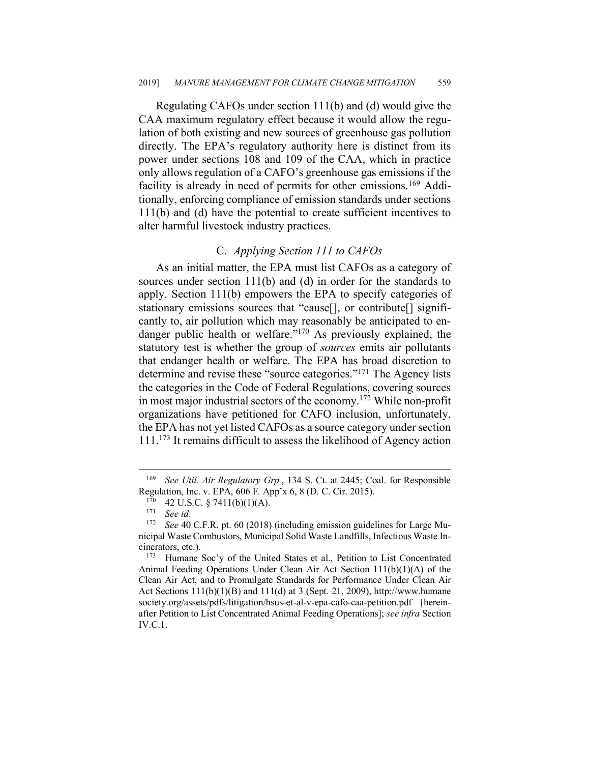Regulating CAFOs under section 111(b) and (d) would give the CAA maximum regulatory effect because it would allow the regulation of both existing and new sources of greenhouse gas pollution directly. The EPA's regulatory authority here is distinct from its power under sections 108 and 109 of the CAA, which in practice only allows regulation of a CAFO's greenhouse gas emissions if the facility is already in need of permits for other emissions.[169] Additionally, enforcing compliance of emission standards under sections 111(b) and (d) have the potential to create sufficient incentives to alter harmful livestock industry practices.

### C. *Applying Section 111 to CAFOs*

As an initial matter, the EPA must list CAFOs as a category of sources under section 111(b) and (d) in order for the standards to apply. Section 111(b) empowers the EPA to specify categories of stationary emissions sources that "cause[], or contribute[] significantly to, air pollution which may reasonably be anticipated to endanger public health or welfare."[170] As previously explained, the statutory test is whether the group of *sources* emits air pollutants that endanger health or welfare. The EPA has broad discretion to determine and revise these "source categories."[171] The Agency lists the categories in the Code of Federal Regulations, covering sources in most major industrial sectors of the economy.[172] While non-profit organizations have petitioned for CAFO inclusion, unfortunately, the EPA has not yet listed CAFOs as a source category under section 111.[173] It remains difficult to assess the likelihood of Agency action

---

[169] *See Util. Air Regulatory Grp.*, 134 S. Ct. at 2445; Coal. for Responsible Regulation, Inc. v. EPA, 606 F. App'x 6, 8 (D. C. Cir. 2015).

[170] 42 U.S.C. § 7411(b)(1)(A).

[171] *See id.*

[172] *See* 40 C.F.R. pt. 60 (2018) (including emission guidelines for Large Municipal Waste Combustors, Municipal Solid Waste Landfills, Infectious Waste Incinerators, etc.).

[173] Humane Soc'y of the United States et al., Petition to List Concentrated Animal Feeding Operations Under Clean Air Act Section 111(b)(1)(A) of the Clean Air Act, and to Promulgate Standards for Performance Under Clean Air Act Sections 111(b)(1)(B) and 111(d) at 3 (Sept. 21, 2009), http://www.humanesociety.org/assets/pdfs/litigation/hsus-et-al-v-epa-cafo-caa-petition.pdf [hereinafter Petition to List Concentrated Animal Feeding Operations]; *see infra* Section IV.C.1.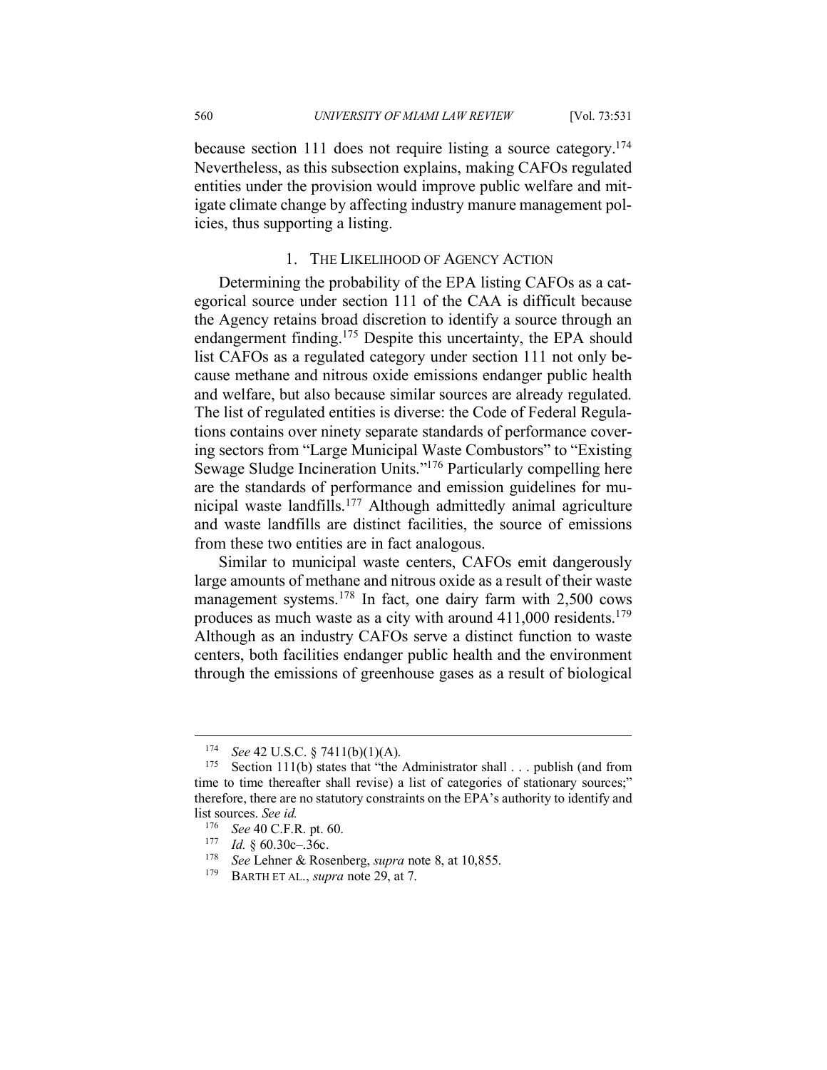because section 111 does not require listing a source category.[174] Nevertheless, as this subsection explains, making CAFOs regulated entities under the provision would improve public welfare and mitigate climate change by affecting industry manure management policies, thus supporting a listing.

### 1. The Likelihood of Agency Action

Determining the probability of the EPA listing CAFOs as a categorical source under section 111 of the CAA is difficult because the Agency retains broad discretion to identify a source through an endangerment finding.[175] Despite this uncertainty, the EPA should list CAFOs as a regulated category under section 111 not only because methane and nitrous oxide emissions endanger public health and welfare, but also because similar sources are already regulated. The list of regulated entities is diverse: the Code of Federal Regulations contains over ninety separate standards of performance covering sectors from "Large Municipal Waste Combustors" to "Existing Sewage Sludge Incineration Units."[176] Particularly compelling here are the standards of performance and emission guidelines for municipal waste landfills.[177] Although admittedly animal agriculture and waste landfills are distinct facilities, the source of emissions from these two entities are in fact analogous.

Similar to municipal waste centers, CAFOs emit dangerously large amounts of methane and nitrous oxide as a result of their waste management systems.[178] In fact, one dairy farm with 2,500 cows produces as much waste as a city with around 411,000 residents.[179] Although as an industry CAFOs serve a distinct function to waste centers, both facilities endanger public health and the environment through the emissions of greenhouse gases as a result of biological

---

[174] *See* 42 U.S.C. § 7411(b)(1)(A).

[175] Section 111(b) states that "the Administrator shall . . . publish (and from time to time thereafter shall revise) a list of categories of stationary sources;" therefore, there are no statutory constraints on the EPA's authority to identify and list sources. *See id.*

[176] *See* 40 C.F.R. pt. 60.

[177] *Id.* § 60.30c–.36c.

[178] *See* Lehner & Rosenberg, *supra* note 8, at 10,855.

[179] Barth et al., *supra* note 29, at 7.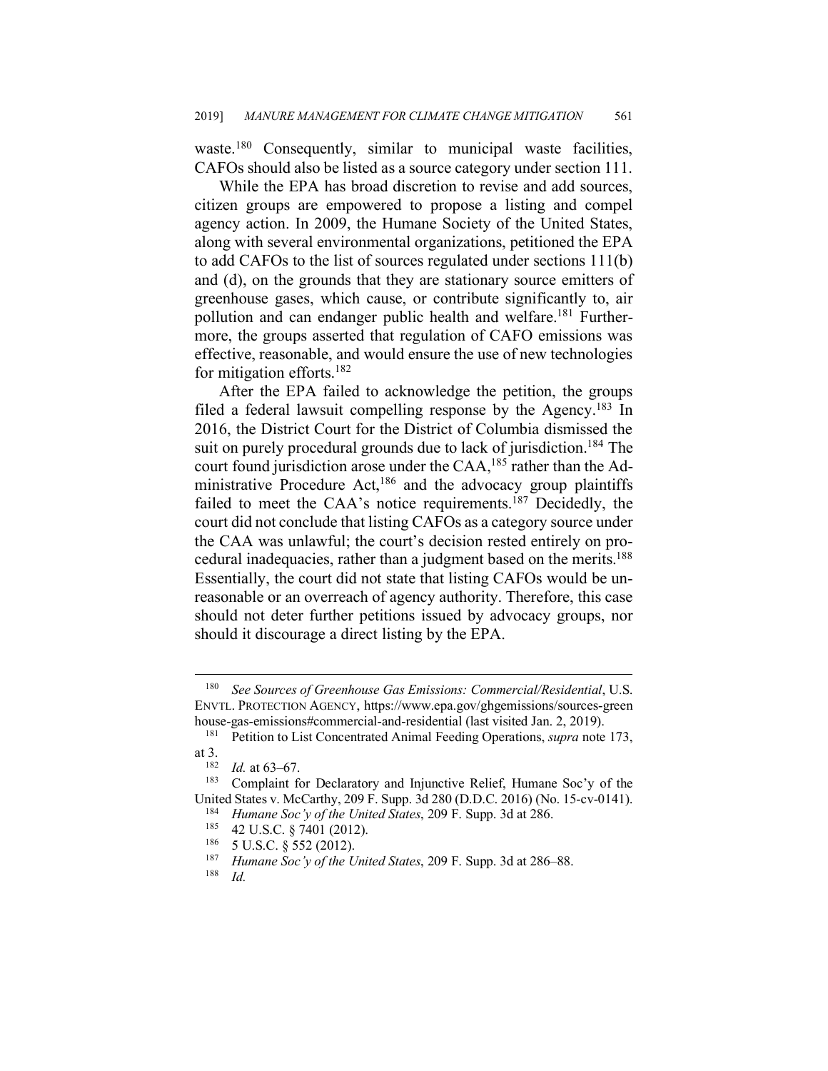waste.[180] Consequently, similar to municipal waste facilities, CAFOs should also be listed as a source category under section 111.

While the EPA has broad discretion to revise and add sources, citizen groups are empowered to propose a listing and compel agency action. In 2009, the Humane Society of the United States, along with several environmental organizations, petitioned the EPA to add CAFOs to the list of sources regulated under sections 111(b) and (d), on the grounds that they are stationary source emitters of greenhouse gases, which cause, or contribute significantly to, air pollution and can endanger public health and welfare.[181] Furthermore, the groups asserted that regulation of CAFO emissions was effective, reasonable, and would ensure the use of new technologies for mitigation efforts.[182]

After the EPA failed to acknowledge the petition, the groups filed a federal lawsuit compelling response by the Agency.[183] In 2016, the District Court for the District of Columbia dismissed the suit on purely procedural grounds due to lack of jurisdiction.[184] The court found jurisdiction arose under the CAA,[185] rather than the Administrative Procedure Act,[186] and the advocacy group plaintiffs failed to meet the CAA's notice requirements.[187] Decidedly, the court did not conclude that listing CAFOs as a category source under the CAA was unlawful; the court's decision rested entirely on procedural inadequacies, rather than a judgment based on the merits.[188] Essentially, the court did not state that listing CAFOs would be unreasonable or an overreach of agency authority. Therefore, this case should not deter further petitions issued by advocacy groups, nor should it discourage a direct listing by the EPA.

---

[180] *See Sources of Greenhouse Gas Emissions: Commercial/Residential*, U.S. ENVTL. PROTECTION AGENCY, https://www.epa.gov/ghgemissions/sources-greenhouse-gas-emissions#commercial-and-residential (last visited Jan. 2, 2019).

[181] Petition to List Concentrated Animal Feeding Operations, *supra* note 173, at 3.

[182] *Id.* at 63–67.

[183] Complaint for Declaratory and Injunctive Relief, Humane Soc'y of the United States v. McCarthy, 209 F. Supp. 3d 280 (D.D.C. 2016) (No. 15-cv-0141).

[184] *Humane Soc'y of the United States*, 209 F. Supp. 3d at 286.

[185] 42 U.S.C. § 7401 (2012).

[186] 5 U.S.C. § 552 (2012).

[187] *Humane Soc'y of the United States*, 209 F. Supp. 3d at 286–88.

[188] *Id.*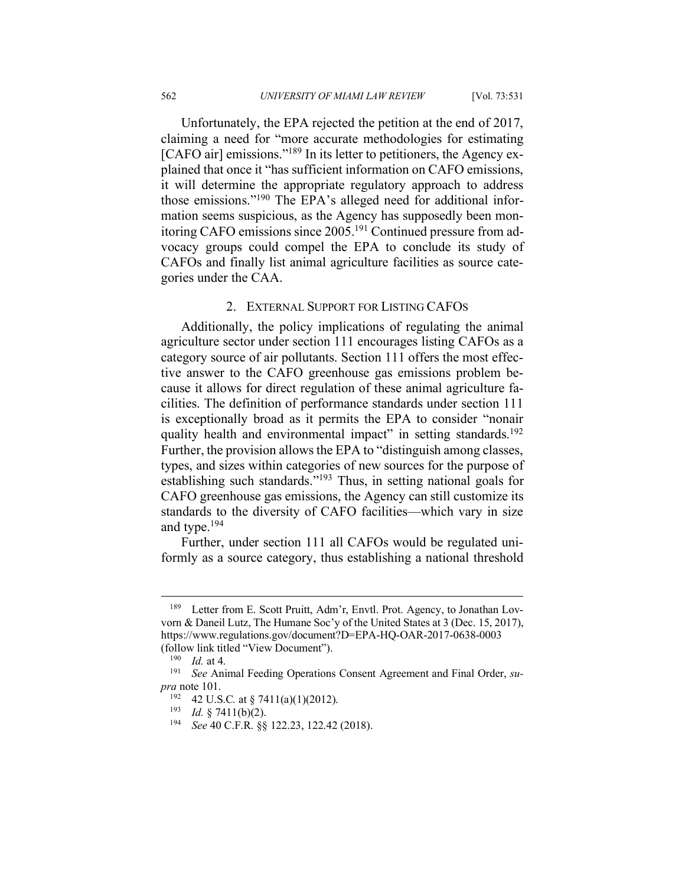Unfortunately, the EPA rejected the petition at the end of 2017, claiming a need for "more accurate methodologies for estimating [CAFO air] emissions."[189] In its letter to petitioners, the Agency explained that once it "has sufficient information on CAFO emissions, it will determine the appropriate regulatory approach to address those emissions."[190] The EPA's alleged need for additional information seems suspicious, as the Agency has supposedly been monitoring CAFO emissions since 2005.[191] Continued pressure from advocacy groups could compel the EPA to conclude its study of CAFOs and finally list animal agriculture facilities as source categories under the CAA.

### 2. External Support for Listing CAFOs

Additionally, the policy implications of regulating the animal agriculture sector under section 111 encourages listing CAFOs as a category source of air pollutants. Section 111 offers the most effective answer to the CAFO greenhouse gas emissions problem because it allows for direct regulation of these animal agriculture facilities. The definition of performance standards under section 111 is exceptionally broad as it permits the EPA to consider "nonair quality health and environmental impact" in setting standards.[192] Further, the provision allows the EPA to "distinguish among classes, types, and sizes within categories of new sources for the purpose of establishing such standards."[193] Thus, in setting national goals for CAFO greenhouse gas emissions, the Agency can still customize its standards to the diversity of CAFO facilities—which vary in size and type.[194]

Further, under section 111 all CAFOs would be regulated uniformly as a source category, thus establishing a national threshold

---

[189] Letter from E. Scott Pruitt, Adm'r, Envtl. Prot. Agency, to Jonathan Lovvorn & Daneil Lutz, The Humane Soc'y of the United States at 3 (Dec. 15, 2017), https://www.regulations.gov/document?D=EPA-HQ-OAR-2017-0638-0003 (follow link titled "View Document").

[190] *Id.* at 4.

[191] *See* Animal Feeding Operations Consent Agreement and Final Order, *supra* note 101.

[192] 42 U.S.C. at § 7411(a)(1)(2012).

[193] *Id.* § 7411(b)(2).

[194] *See* 40 C.F.R. §§ 122.23, 122.42 (2018).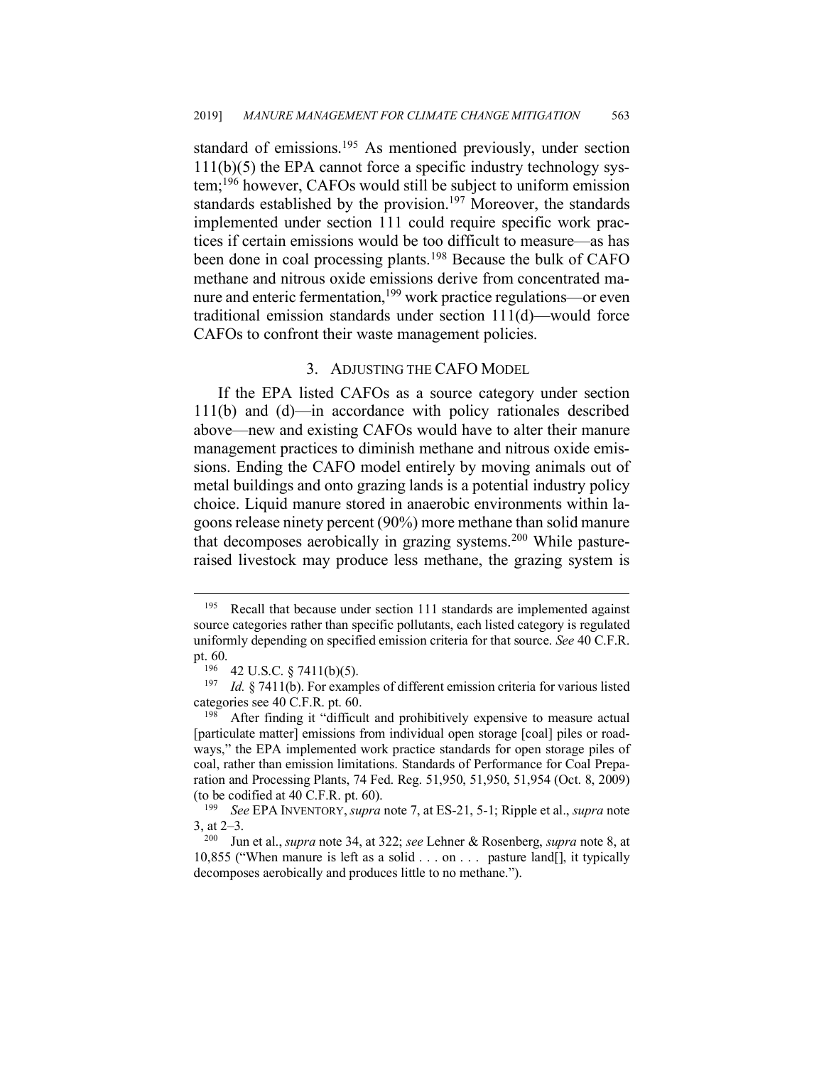standard of emissions.[195] As mentioned previously, under section 111(b)(5) the EPA cannot force a specific industry technology system;[196] however, CAFOs would still be subject to uniform emission standards established by the provision.[197] Moreover, the standards implemented under section 111 could require specific work practices if certain emissions would be too difficult to measure—as has been done in coal processing plants.[198] Because the bulk of CAFO methane and nitrous oxide emissions derive from concentrated manure and enteric fermentation,[199] work practice regulations—or even traditional emission standards under section 111(d)—would force CAFOs to confront their waste management policies.

### 3. ADJUSTING THE CAFO MODEL

If the EPA listed CAFOs as a source category under section 111(b) and (d)—in accordance with policy rationales described above—new and existing CAFOs would have to alter their manure management practices to diminish methane and nitrous oxide emissions. Ending the CAFO model entirely by moving animals out of metal buildings and onto grazing lands is a potential industry policy choice. Liquid manure stored in anaerobic environments within lagoons release ninety percent (90%) more methane than solid manure that decomposes aerobically in grazing systems.[200] While pasture-raised livestock may produce less methane, the grazing system is

---

[195] Recall that because under section 111 standards are implemented against source categories rather than specific pollutants, each listed category is regulated uniformly depending on specified emission criteria for that source. *See* 40 C.F.R. pt. 60.

[196] 42 U.S.C. § 7411(b)(5).

[197] *Id.* § 7411(b). For examples of different emission criteria for various listed categories see 40 C.F.R. pt. 60.

[198] After finding it "difficult and prohibitively expensive to measure actual [particulate matter] emissions from individual open storage [coal] piles or roadways," the EPA implemented work practice standards for open storage piles of coal, rather than emission limitations. Standards of Performance for Coal Preparation and Processing Plants, 74 Fed. Reg. 51,950, 51,950, 51,954 (Oct. 8, 2009) (to be codified at 40 C.F.R. pt. 60).

[199] *See* EPA INVENTORY, *supra* note 7, at ES-21, 5-1; Ripple et al., *supra* note 3, at 2–3.

[200] Jun et al., *supra* note 34, at 322; *see* Lehner & Rosenberg, *supra* note 8, at 10,855 ("When manure is left as a solid . . . on . . . pasture land[], it typically decomposes aerobically and produces little to no methane.").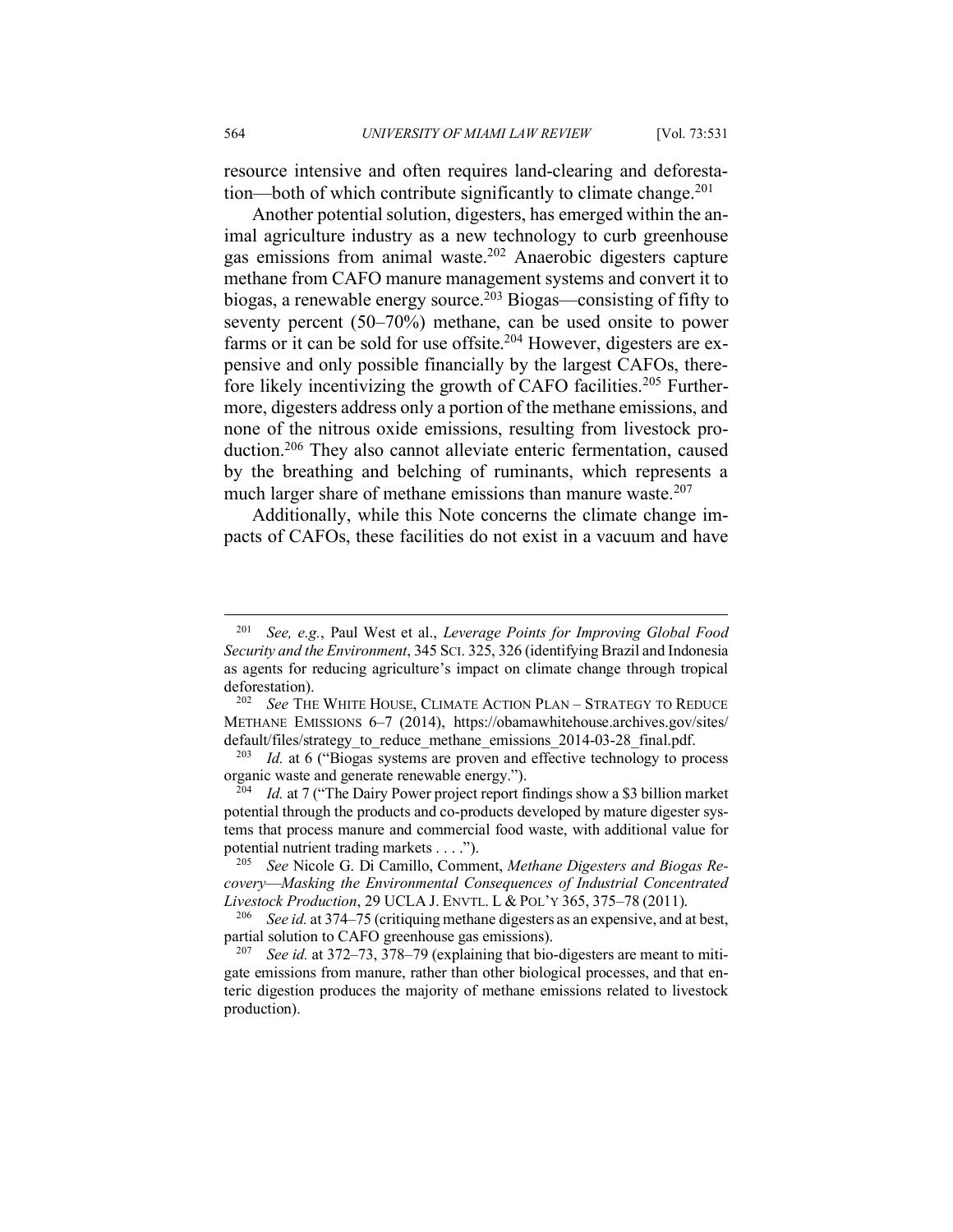resource intensive and often requires land-clearing and deforestation—both of which contribute significantly to climate change.[201]

Another potential solution, digesters, has emerged within the animal agriculture industry as a new technology to curb greenhouse gas emissions from animal waste.[202] Anaerobic digesters capture methane from CAFO manure management systems and convert it to biogas, a renewable energy source.[203] Biogas—consisting of fifty to seventy percent (50–70%) methane, can be used onsite to power farms or it can be sold for use offsite.[204] However, digesters are expensive and only possible financially by the largest CAFOs, therefore likely incentivizing the growth of CAFO facilities.[205] Furthermore, digesters address only a portion of the methane emissions, and none of the nitrous oxide emissions, resulting from livestock production.[206] They also cannot alleviate enteric fermentation, caused by the breathing and belching of ruminants, which represents a much larger share of methane emissions than manure waste.[207]

Additionally, while this Note concerns the climate change impacts of CAFOs, these facilities do not exist in a vacuum and have

---

[201] *See, e.g.*, Paul West et al., *Leverage Points for Improving Global Food Security and the Environment*, 345 SCI. 325, 326 (identifying Brazil and Indonesia as agents for reducing agriculture's impact on climate change through tropical deforestation).

[202] *See* THE WHITE HOUSE, CLIMATE ACTION PLAN – STRATEGY TO REDUCE METHANE EMISSIONS 6–7 (2014), https://obamawhitehouse.archives.gov/sites/default/files/strategy_to_reduce_methane_emissions_2014-03-28_final.pdf.

[203] *Id.* at 6 ("Biogas systems are proven and effective technology to process organic waste and generate renewable energy.").

[204] *Id.* at 7 ("The Dairy Power project report findings show a $3 billion market potential through the products and co-products developed by mature digester systems that process manure and commercial food waste, with additional value for potential nutrient trading markets . . . .").

[205] *See* Nicole G. Di Camillo, Comment, *Methane Digesters and Biogas Recovery—Masking the Environmental Consequences of Industrial Concentrated Livestock Production*, 29 UCLA J. ENVTL. L & POL'Y 365, 375–78 (2011).

[206] *See id.* at 374–75 (critiquing methane digesters as an expensive, and at best, partial solution to CAFO greenhouse gas emissions).

[207] *See id.* at 372–73, 378–79 (explaining that bio-digesters are meant to mitigate emissions from manure, rather than other biological processes, and that enteric digestion produces the majority of methane emissions related to livestock production).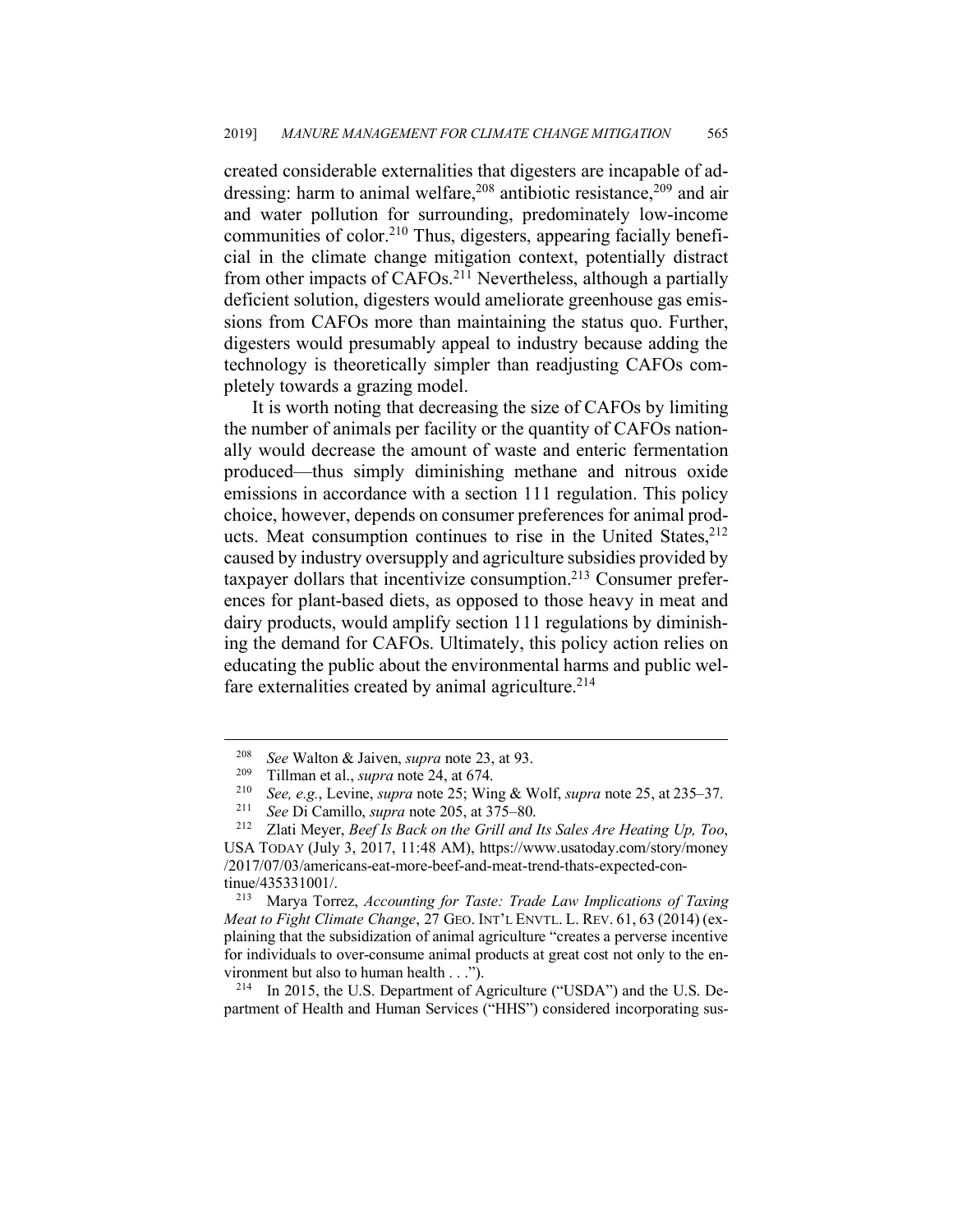created considerable externalities that digesters are incapable of addressing: harm to animal welfare,[208] antibiotic resistance,[209] and air and water pollution for surrounding, predominately low-income communities of color.[210] Thus, digesters, appearing facially beneficial in the climate change mitigation context, potentially distract from other impacts of CAFOs.[211] Nevertheless, although a partially deficient solution, digesters would ameliorate greenhouse gas emissions from CAFOs more than maintaining the status quo. Further, digesters would presumably appeal to industry because adding the technology is theoretically simpler than readjusting CAFOs completely towards a grazing model.

It is worth noting that decreasing the size of CAFOs by limiting the number of animals per facility or the quantity of CAFOs nationally would decrease the amount of waste and enteric fermentation produced—thus simply diminishing methane and nitrous oxide emissions in accordance with a section 111 regulation. This policy choice, however, depends on consumer preferences for animal products. Meat consumption continues to rise in the United States,[212] caused by industry oversupply and agriculture subsidies provided by taxpayer dollars that incentivize consumption.[213] Consumer preferences for plant-based diets, as opposed to those heavy in meat and dairy products, would amplify section 111 regulations by diminishing the demand for CAFOs. Ultimately, this policy action relies on educating the public about the environmental harms and public welfare externalities created by animal agriculture.[214]

---

[208] *See* Walton & Jaiven, *supra* note 23, at 93.

[209] Tillman et al., *supra* note 24, at 674.

[210] *See, e.g.*, Levine, *supra* note 25; Wing & Wolf, *supra* note 25, at 235–37.

[211] *See* Di Camillo, *supra* note 205, at 375–80.

[212] Zlati Meyer, *Beef Is Back on the Grill and Its Sales Are Heating Up, Too*, USA TODAY (July 3, 2017, 11:48 AM), https://www.usatoday.com/story/money/2017/07/03/americans-eat-more-beef-and-meat-trend-thats-expected-continue/435331001/.

[213] Marya Torrez, *Accounting for Taste: Trade Law Implications of Taxing Meat to Fight Climate Change*, 27 GEO. INT'L ENVTL. L. REV. 61, 63 (2014) (explaining that the subsidization of animal agriculture "creates a perverse incentive for individuals to over-consume animal products at great cost not only to the environment but also to human health . . .").

[214] In 2015, the U.S. Department of Agriculture ("USDA") and the U.S. Department of Health and Human Services ("HHS") considered incorporating sus-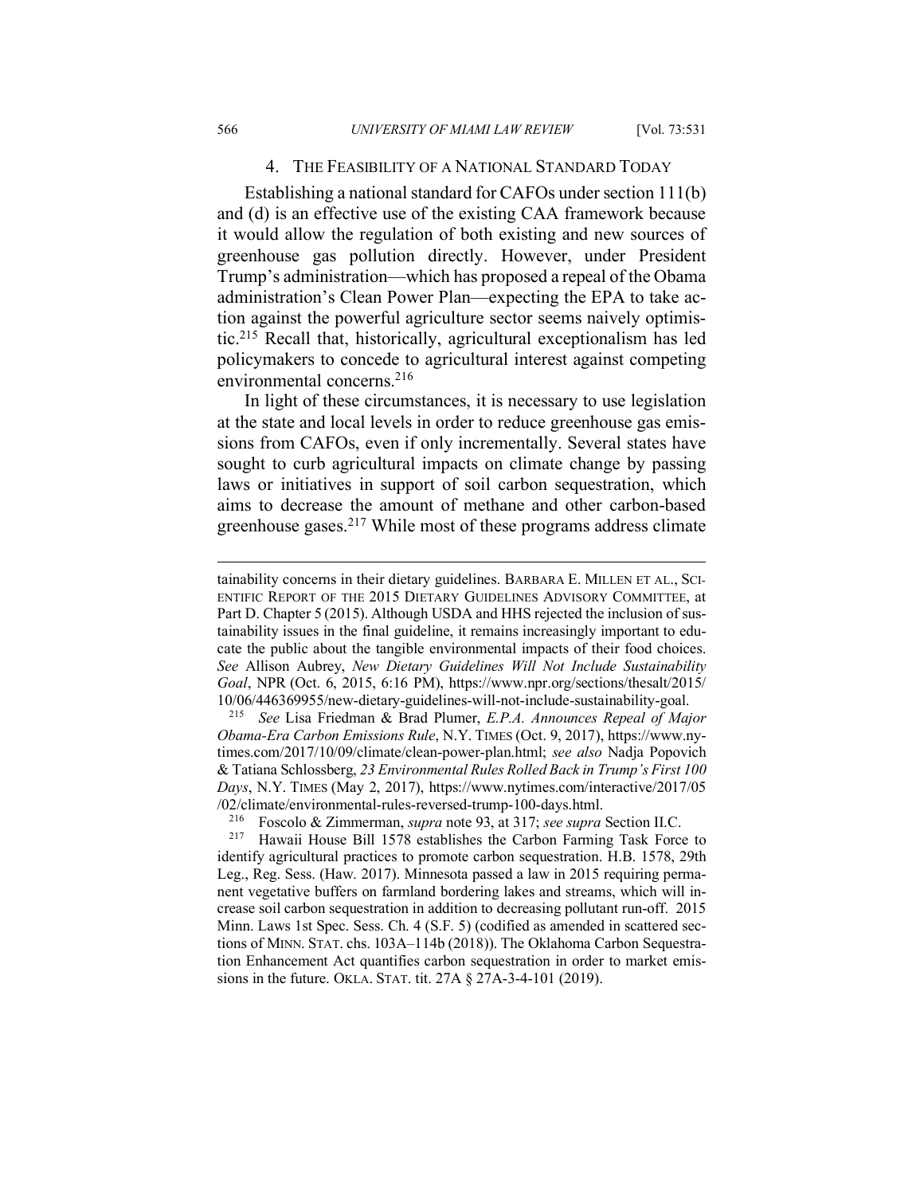### 4. The Feasibility of a National Standard Today

Establishing a national standard for CAFOs under section 111(b) and (d) is an effective use of the existing CAA framework because it would allow the regulation of both existing and new sources of greenhouse gas pollution directly. However, under President Trump's administration—which has proposed a repeal of the Obama administration's Clean Power Plan—expecting the EPA to take action against the powerful agriculture sector seems naively optimistic.[215] Recall that, historically, agricultural exceptionalism has led policymakers to concede to agricultural interest against competing environmental concerns.[216]

In light of these circumstances, it is necessary to use legislation at the state and local levels in order to reduce greenhouse gas emissions from CAFOs, even if only incrementally. Several states have sought to curb agricultural impacts on climate change by passing laws or initiatives in support of soil carbon sequestration, which aims to decrease the amount of methane and other carbon-based greenhouse gases.[217] While most of these programs address climate

---

tainability concerns in their dietary guidelines. BARBARA E. MILLEN ET AL., SCIENTIFIC REPORT OF THE 2015 DIETARY GUIDELINES ADVISORY COMMITTEE, at Part D. Chapter 5 (2015). Although USDA and HHS rejected the inclusion of sustainability issues in the final guideline, it remains increasingly important to educate the public about the tangible environmental impacts of their food choices. *See* Allison Aubrey, *New Dietary Guidelines Will Not Include Sustainability Goal*, NPR (Oct. 6, 2015, 6:16 PM), https://www.npr.org/sections/thesalt/2015/10/06/446369955/new-dietary-guidelines-will-not-include-sustainability-goal.

[215] *See* Lisa Friedman & Brad Plumer, *E.P.A. Announces Repeal of Major Obama-Era Carbon Emissions Rule*, N.Y. TIMES (Oct. 9, 2017), https://www.nytimes.com/2017/10/09/climate/clean-power-plan.html; *see also* Nadja Popovich & Tatiana Schlossberg, *23 Environmental Rules Rolled Back in Trump's First 100 Days*, N.Y. TIMES (May 2, 2017), https://www.nytimes.com/interactive/2017/05/02/climate/environmental-rules-reversed-trump-100-days.html.

[216] Foscolo & Zimmerman, *supra* note 93, at 317; *see supra* Section II.C.

[217] Hawaii House Bill 1578 establishes the Carbon Farming Task Force to identify agricultural practices to promote carbon sequestration. H.B. 1578, 29th Leg., Reg. Sess. (Haw. 2017). Minnesota passed a law in 2015 requiring permanent vegetative buffers on farmland bordering lakes and streams, which will increase soil carbon sequestration in addition to decreasing pollutant run-off. 2015 Minn. Laws 1st Spec. Sess. Ch. 4 (S.F. 5) (codified as amended in scattered sections of MINN. STAT. chs. 103A–114b (2018)). The Oklahoma Carbon Sequestration Enhancement Act quantifies carbon sequestration in order to market emissions in the future. OKLA. STAT. tit. 27A § 27A-3-4-101 (2019).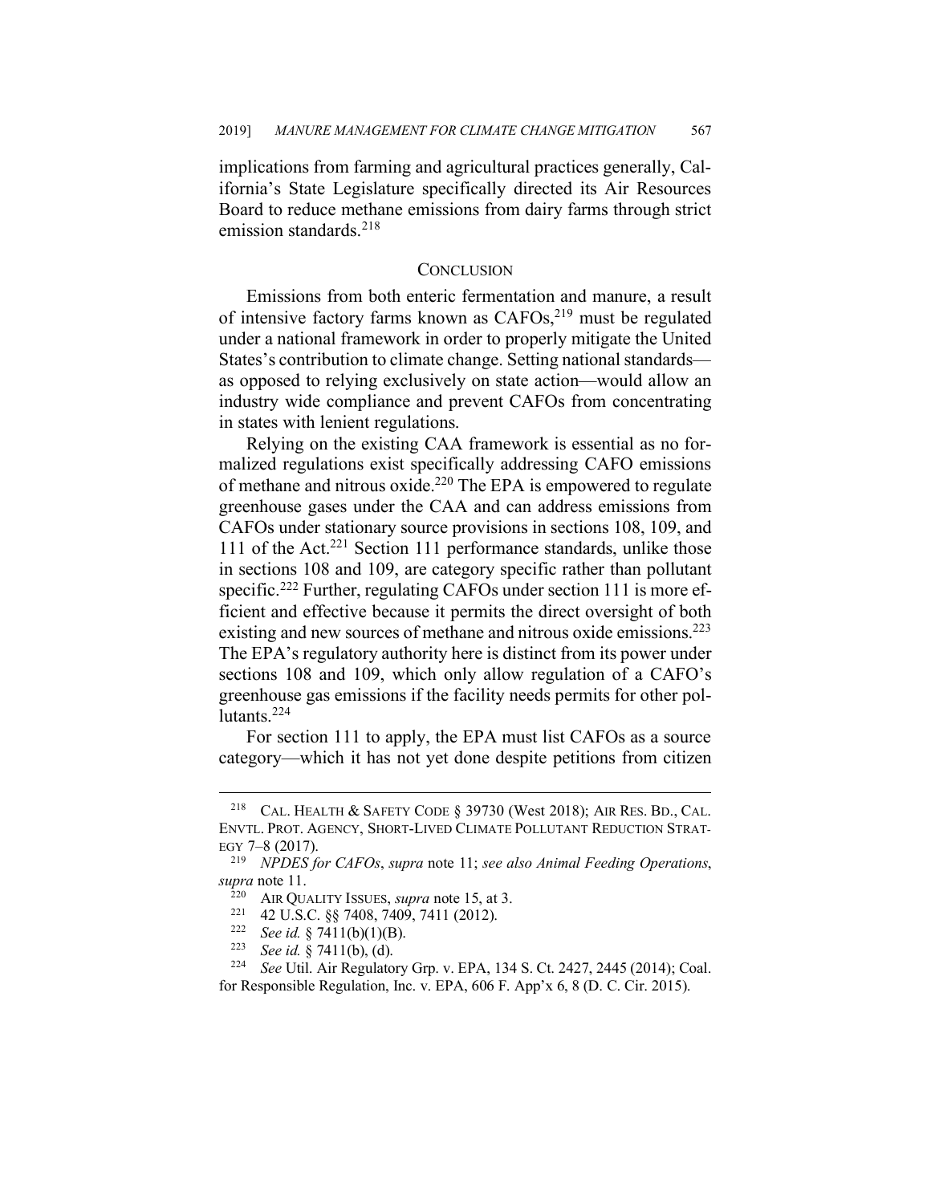implications from farming and agricultural practices generally, California's State Legislature specifically directed its Air Resources Board to reduce methane emissions from dairy farms through strict emission standards.[218]

## CONCLUSION

Emissions from both enteric fermentation and manure, a result of intensive factory farms known as CAFOs,[219] must be regulated under a national framework in order to properly mitigate the United States's contribution to climate change. Setting national standards—as opposed to relying exclusively on state action—would allow an industry wide compliance and prevent CAFOs from concentrating in states with lenient regulations.

Relying on the existing CAA framework is essential as no formalized regulations exist specifically addressing CAFO emissions of methane and nitrous oxide.[220] The EPA is empowered to regulate greenhouse gases under the CAA and can address emissions from CAFOs under stationary source provisions in sections 108, 109, and 111 of the Act.[221] Section 111 performance standards, unlike those in sections 108 and 109, are category specific rather than pollutant specific.[222] Further, regulating CAFOs under section 111 is more efficient and effective because it permits the direct oversight of both existing and new sources of methane and nitrous oxide emissions.[223] The EPA's regulatory authority here is distinct from its power under sections 108 and 109, which only allow regulation of a CAFO's greenhouse gas emissions if the facility needs permits for other pollutants.[224]

For section 111 to apply, the EPA must list CAFOs as a source category—which it has not yet done despite petitions from citizen

---

[218] CAL. HEALTH & SAFETY CODE § 39730 (West 2018); AIR RES. BD., CAL. ENVTL. PROT. AGENCY, SHORT-LIVED CLIMATE POLLUTANT REDUCTION STRATEGY 7–8 (2017).

[219] *NPDES for CAFOs*, *supra* note 11; *see also Animal Feeding Operations*, *supra* note 11.

[220] AIR QUALITY ISSUES, *supra* note 15, at 3.

[221] 42 U.S.C. §§ 7408, 7409, 7411 (2012).

[222] *See id.* § 7411(b)(1)(B).

[223] *See id.* § 7411(b), (d).

[224] *See* Util. Air Regulatory Grp. v. EPA, 134 S. Ct. 2427, 2445 (2014); Coal. for Responsible Regulation, Inc. v. EPA, 606 F. App'x 6, 8 (D. C. Cir. 2015).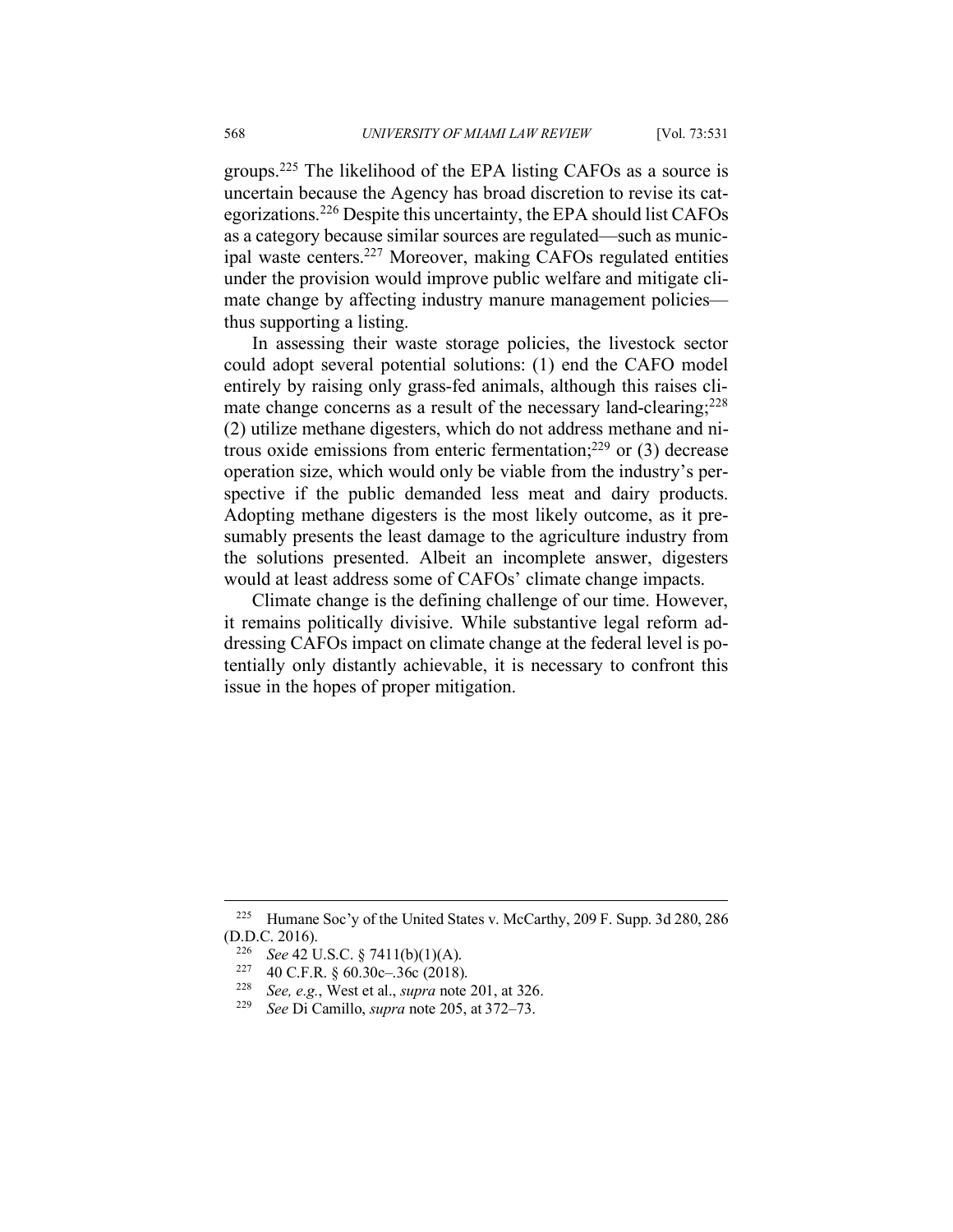groups.[225] The likelihood of the EPA listing CAFOs as a source is uncertain because the Agency has broad discretion to revise its categorizations.[226] Despite this uncertainty, the EPA should list CAFOs as a category because similar sources are regulated—such as municipal waste centers.[227] Moreover, making CAFOs regulated entities under the provision would improve public welfare and mitigate climate change by affecting industry manure management policies—thus supporting a listing.

In assessing their waste storage policies, the livestock sector could adopt several potential solutions: (1) end the CAFO model entirely by raising only grass-fed animals, although this raises climate change concerns as a result of the necessary land-clearing;[228] (2) utilize methane digesters, which do not address methane and nitrous oxide emissions from enteric fermentation;[229] or (3) decrease operation size, which would only be viable from the industry's perspective if the public demanded less meat and dairy products. Adopting methane digesters is the most likely outcome, as it presumably presents the least damage to the agriculture industry from the solutions presented. Albeit an incomplete answer, digesters would at least address some of CAFOs' climate change impacts.

Climate change is the defining challenge of our time. However, it remains politically divisive. While substantive legal reform addressing CAFOs impact on climate change at the federal level is potentially only distantly achievable, it is necessary to confront this issue in the hopes of proper mitigation.

---

[225] Humane Soc'y of the United States v. McCarthy, 209 F. Supp. 3d 280, 286 (D.D.C. 2016).

[226] *See* 42 U.S.C. § 7411(b)(1)(A).

[227] 40 C.F.R. § 60.30c–.36c (2018).

[228] *See, e.g.*, West et al., *supra* note 201, at 326.

[229] *See* Di Camillo, *supra* note 205, at 372–73.